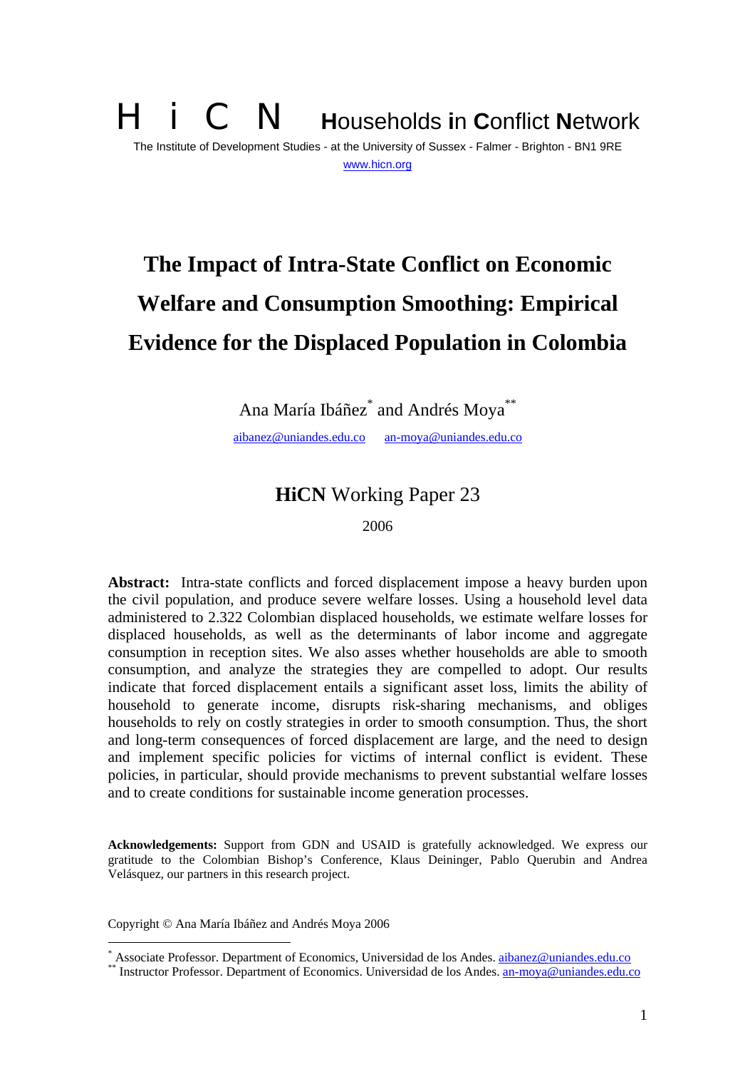H i C N **H**ouseholds **i**n **C**onflict **N**etwork

The Institute of Development Studies - at the University of Sussex - Falmer - Brighton - BN1 9RE

www.hicn.org

# The Impact of Intra-State Conflict on Economic Welfare and Consumption Smoothing: Empirical Evidence for the Displaced Population in Colombia

Ana María Ibáñez[*] and Andrés Moya[**]

aibanez@uniandes.edu.co an-moya@uniandes.edu.co

## **HiCN** Working Paper 23

2006

**Abstract:** Intra-state conflicts and forced displacement impose a heavy burden upon the civil population, and produce severe welfare losses. Using a household level data administered to 2.322 Colombian displaced households, we estimate welfare losses for displaced households, as well as the determinants of labor income and aggregate consumption in reception sites. We also asses whether households are able to smooth consumption, and analyze the strategies they are compelled to adopt. Our results indicate that forced displacement entails a significant asset loss, limits the ability of household to generate income, disrupts risk-sharing mechanisms, and obliges households to rely on costly strategies in order to smooth consumption. Thus, the short and long-term consequences of forced displacement are large, and the need to design and implement specific policies for victims of internal conflict is evident. These policies, in particular, should provide mechanisms to prevent substantial welfare losses and to create conditions for sustainable income generation processes.

**Acknowledgements:** Support from GDN and USAID is gratefully acknowledged. We express our gratitude to the Colombian Bishop's Conference, Klaus Deininger, Pablo Querubin and Andrea Velásquez, our partners in this research project.

Copyright © Ana María Ibáñez and Andrés Moya 2006

[*] Associate Professor. Department of Economics, Universidad de los Andes. aibanez@uniandes.edu.co

[**] Instructor Professor. Department of Economics. Universidad de los Andes. an-moya@uniandes.edu.co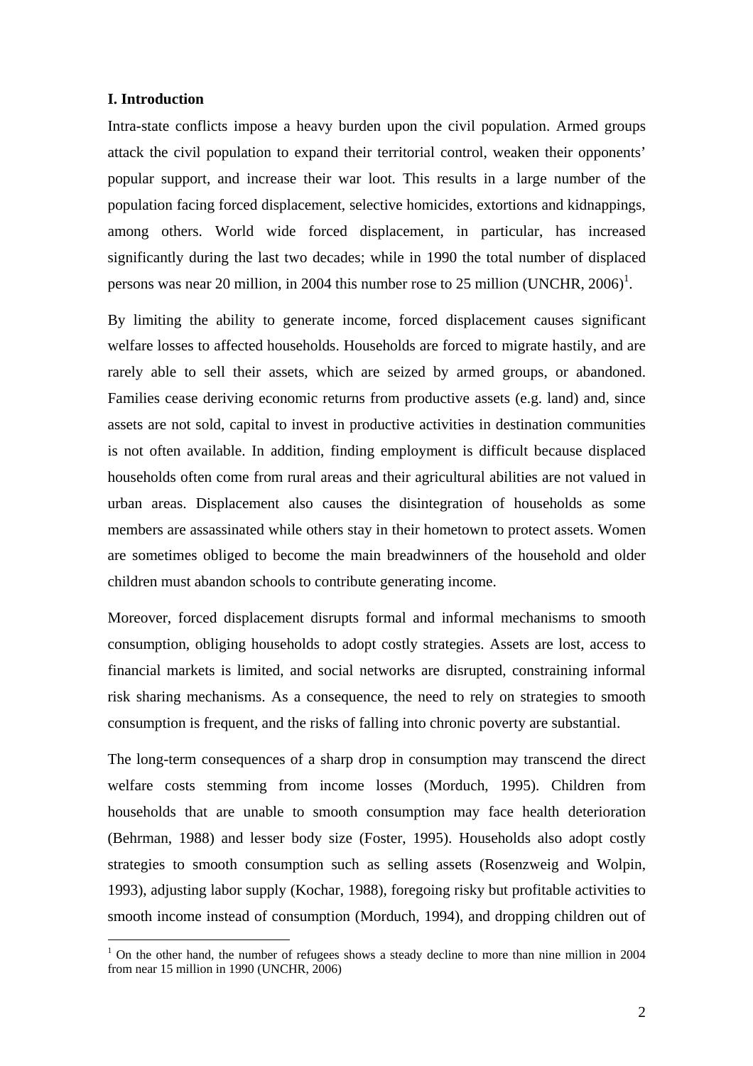## I. Introduction

Intra-state conflicts impose a heavy burden upon the civil population. Armed groups attack the civil population to expand their territorial control, weaken their opponents' popular support, and increase their war loot. This results in a large number of the population facing forced displacement, selective homicides, extortions and kidnappings, among others. World wide forced displacement, in particular, has increased significantly during the last two decades; while in 1990 the total number of displaced persons was near 20 million, in 2004 this number rose to 25 million (UNCHR, 2006)[1].

By limiting the ability to generate income, forced displacement causes significant welfare losses to affected households. Households are forced to migrate hastily, and are rarely able to sell their assets, which are seized by armed groups, or abandoned. Families cease deriving economic returns from productive assets (e.g. land) and, since assets are not sold, capital to invest in productive activities in destination communities is not often available. In addition, finding employment is difficult because displaced households often come from rural areas and their agricultural abilities are not valued in urban areas. Displacement also causes the disintegration of households as some members are assassinated while others stay in their hometown to protect assets. Women are sometimes obliged to become the main breadwinners of the household and older children must abandon schools to contribute generating income.

Moreover, forced displacement disrupts formal and informal mechanisms to smooth consumption, obliging households to adopt costly strategies. Assets are lost, access to financial markets is limited, and social networks are disrupted, constraining informal risk sharing mechanisms. As a consequence, the need to rely on strategies to smooth consumption is frequent, and the risks of falling into chronic poverty are substantial.

The long-term consequences of a sharp drop in consumption may transcend the direct welfare costs stemming from income losses (Morduch, 1995). Children from households that are unable to smooth consumption may face health deterioration (Behrman, 1988) and lesser body size (Foster, 1995). Households also adopt costly strategies to smooth consumption such as selling assets (Rosenzweig and Wolpin, 1993), adjusting labor supply (Kochar, 1988), foregoing risky but profitable activities to smooth income instead of consumption (Morduch, 1994), and dropping children out of

[1] On the other hand, the number of refugees shows a steady decline to more than nine million in 2004 from near 15 million in 1990 (UNCHR, 2006)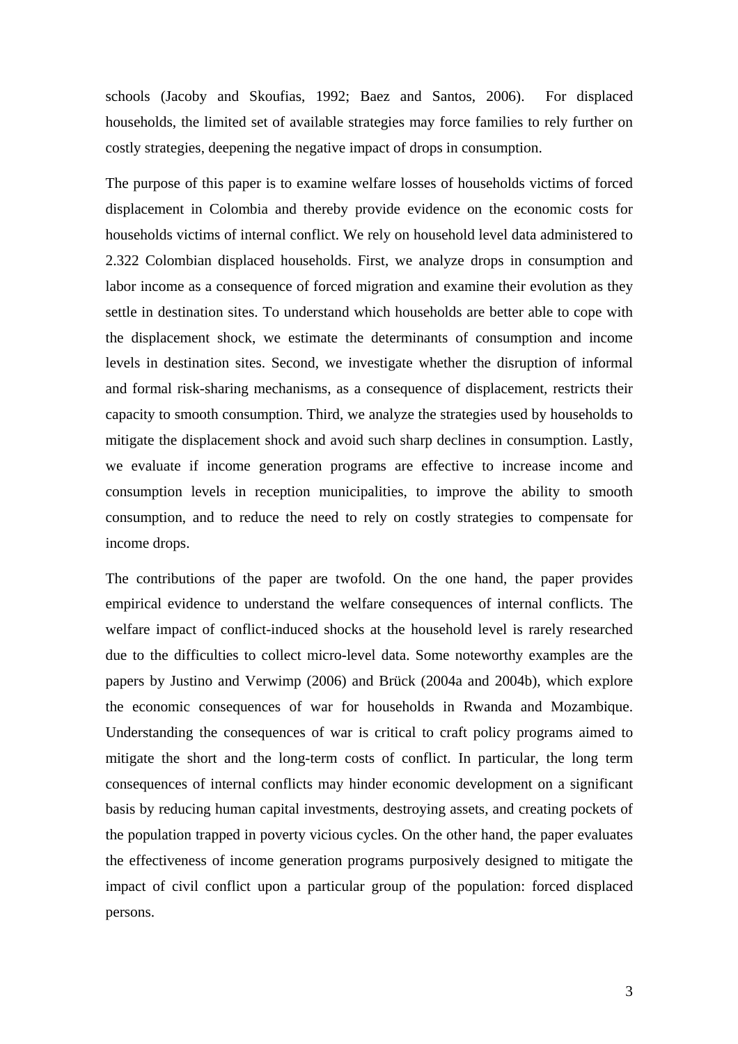schools (Jacoby and Skoufias, 1992; Baez and Santos, 2006). For displaced households, the limited set of available strategies may force families to rely further on costly strategies, deepening the negative impact of drops in consumption.

The purpose of this paper is to examine welfare losses of households victims of forced displacement in Colombia and thereby provide evidence on the economic costs for households victims of internal conflict. We rely on household level data administered to 2.322 Colombian displaced households. First, we analyze drops in consumption and labor income as a consequence of forced migration and examine their evolution as they settle in destination sites. To understand which households are better able to cope with the displacement shock, we estimate the determinants of consumption and income levels in destination sites. Second, we investigate whether the disruption of informal and formal risk-sharing mechanisms, as a consequence of displacement, restricts their capacity to smooth consumption. Third, we analyze the strategies used by households to mitigate the displacement shock and avoid such sharp declines in consumption. Lastly, we evaluate if income generation programs are effective to increase income and consumption levels in reception municipalities, to improve the ability to smooth consumption, and to reduce the need to rely on costly strategies to compensate for income drops.

The contributions of the paper are twofold. On the one hand, the paper provides empirical evidence to understand the welfare consequences of internal conflicts. The welfare impact of conflict-induced shocks at the household level is rarely researched due to the difficulties to collect micro-level data. Some noteworthy examples are the papers by Justino and Verwimp (2006) and Brück (2004a and 2004b), which explore the economic consequences of war for households in Rwanda and Mozambique. Understanding the consequences of war is critical to craft policy programs aimed to mitigate the short and the long-term costs of conflict. In particular, the long term consequences of internal conflicts may hinder economic development on a significant basis by reducing human capital investments, destroying assets, and creating pockets of the population trapped in poverty vicious cycles. On the other hand, the paper evaluates the effectiveness of income generation programs purposively designed to mitigate the impact of civil conflict upon a particular group of the population: forced displaced persons.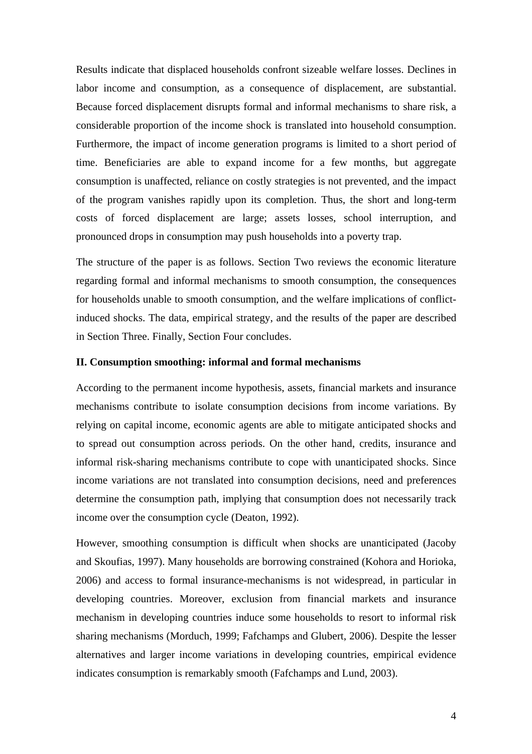Results indicate that displaced households confront sizeable welfare losses. Declines in labor income and consumption, as a consequence of displacement, are substantial. Because forced displacement disrupts formal and informal mechanisms to share risk, a considerable proportion of the income shock is translated into household consumption. Furthermore, the impact of income generation programs is limited to a short period of time. Beneficiaries are able to expand income for a few months, but aggregate consumption is unaffected, reliance on costly strategies is not prevented, and the impact of the program vanishes rapidly upon its completion. Thus, the short and long-term costs of forced displacement are large; assets losses, school interruption, and pronounced drops in consumption may push households into a poverty trap.

The structure of the paper is as follows. Section Two reviews the economic literature regarding formal and informal mechanisms to smooth consumption, the consequences for households unable to smooth consumption, and the welfare implications of conflict-induced shocks. The data, empirical strategy, and the results of the paper are described in Section Three. Finally, Section Four concludes.

## II. Consumption smoothing: informal and formal mechanisms

According to the permanent income hypothesis, assets, financial markets and insurance mechanisms contribute to isolate consumption decisions from income variations. By relying on capital income, economic agents are able to mitigate anticipated shocks and to spread out consumption across periods. On the other hand, credits, insurance and informal risk-sharing mechanisms contribute to cope with unanticipated shocks. Since income variations are not translated into consumption decisions, need and preferences determine the consumption path, implying that consumption does not necessarily track income over the consumption cycle (Deaton, 1992).

However, smoothing consumption is difficult when shocks are unanticipated (Jacoby and Skoufias, 1997). Many households are borrowing constrained (Kohora and Horioka, 2006) and access to formal insurance-mechanisms is not widespread, in particular in developing countries. Moreover, exclusion from financial markets and insurance mechanism in developing countries induce some households to resort to informal risk sharing mechanisms (Morduch, 1999; Fafchamps and Glubert, 2006). Despite the lesser alternatives and larger income variations in developing countries, empirical evidence indicates consumption is remarkably smooth (Fafchamps and Lund, 2003).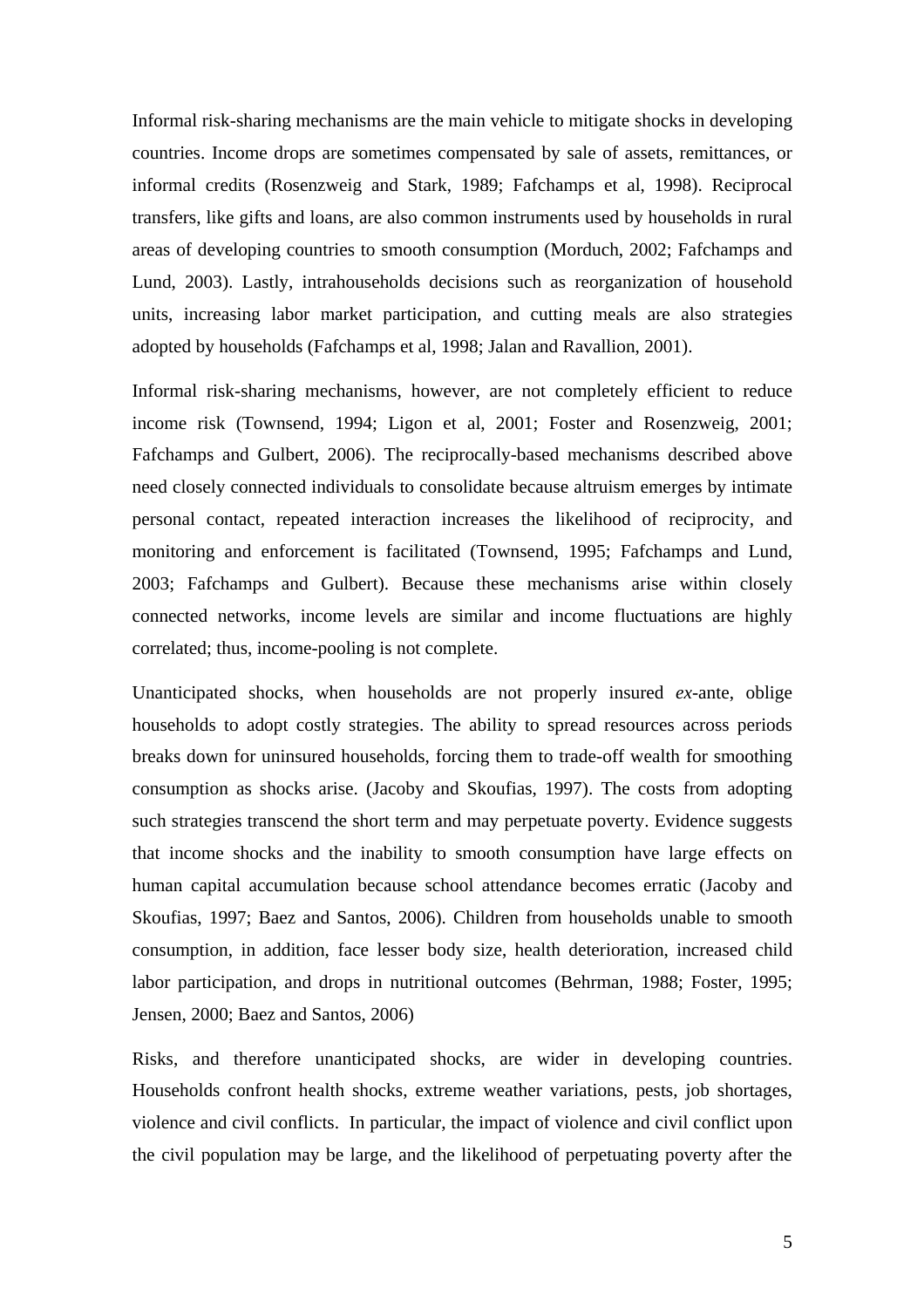Informal risk-sharing mechanisms are the main vehicle to mitigate shocks in developing countries. Income drops are sometimes compensated by sale of assets, remittances, or informal credits (Rosenzweig and Stark, 1989; Fafchamps et al, 1998). Reciprocal transfers, like gifts and loans, are also common instruments used by households in rural areas of developing countries to smooth consumption (Morduch, 2002; Fafchamps and Lund, 2003). Lastly, intrahouseholds decisions such as reorganization of household units, increasing labor market participation, and cutting meals are also strategies adopted by households (Fafchamps et al, 1998; Jalan and Ravallion, 2001).

Informal risk-sharing mechanisms, however, are not completely efficient to reduce income risk (Townsend, 1994; Ligon et al, 2001; Foster and Rosenzweig, 2001; Fafchamps and Gulbert, 2006). The reciprocally-based mechanisms described above need closely connected individuals to consolidate because altruism emerges by intimate personal contact, repeated interaction increases the likelihood of reciprocity, and monitoring and enforcement is facilitated (Townsend, 1995; Fafchamps and Lund, 2003; Fafchamps and Gulbert). Because these mechanisms arise within closely connected networks, income levels are similar and income fluctuations are highly correlated; thus, income-pooling is not complete.

Unanticipated shocks, when households are not properly insured *ex*-ante, oblige households to adopt costly strategies. The ability to spread resources across periods breaks down for uninsured households, forcing them to trade-off wealth for smoothing consumption as shocks arise. (Jacoby and Skoufias, 1997). The costs from adopting such strategies transcend the short term and may perpetuate poverty. Evidence suggests that income shocks and the inability to smooth consumption have large effects on human capital accumulation because school attendance becomes erratic (Jacoby and Skoufias, 1997; Baez and Santos, 2006). Children from households unable to smooth consumption, in addition, face lesser body size, health deterioration, increased child labor participation, and drops in nutritional outcomes (Behrman, 1988; Foster, 1995; Jensen, 2000; Baez and Santos, 2006)

Risks, and therefore unanticipated shocks, are wider in developing countries. Households confront health shocks, extreme weather variations, pests, job shortages, violence and civil conflicts. In particular, the impact of violence and civil conflict upon the civil population may be large, and the likelihood of perpetuating poverty after the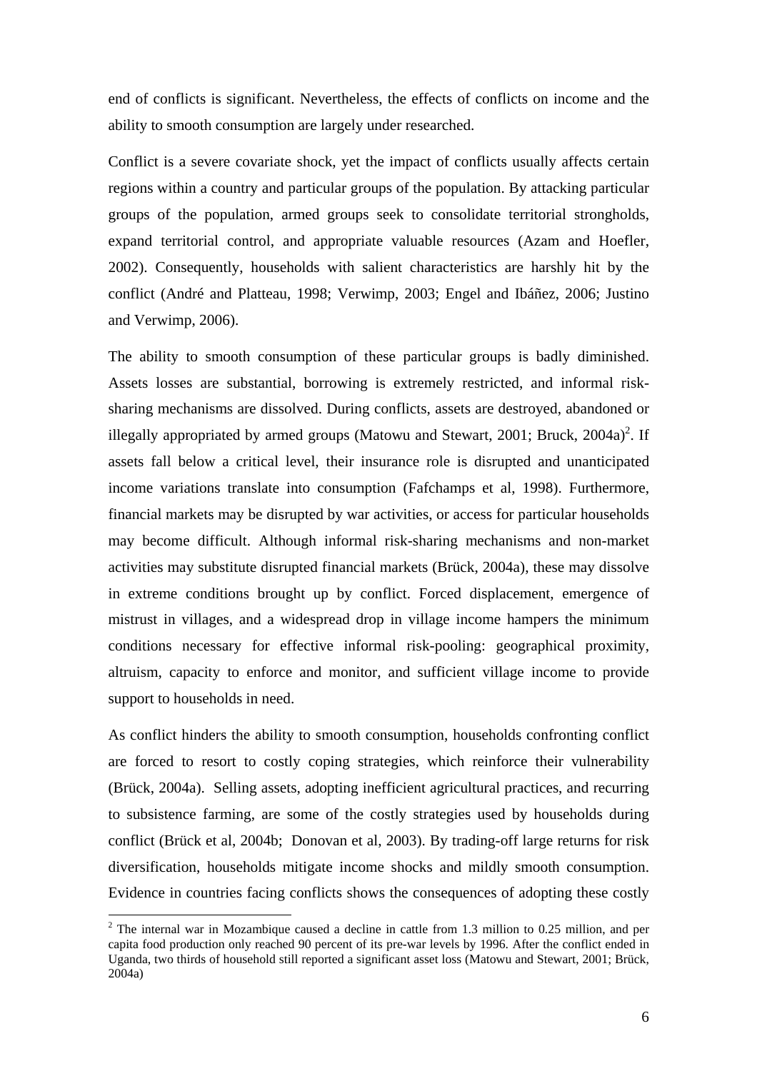end of conflicts is significant. Nevertheless, the effects of conflicts on income and the ability to smooth consumption are largely under researched.

Conflict is a severe covariate shock, yet the impact of conflicts usually affects certain regions within a country and particular groups of the population. By attacking particular groups of the population, armed groups seek to consolidate territorial strongholds, expand territorial control, and appropriate valuable resources (Azam and Hoefler, 2002). Consequently, households with salient characteristics are harshly hit by the conflict (André and Platteau, 1998; Verwimp, 2003; Engel and Ibáñez, 2006; Justino and Verwimp, 2006).

The ability to smooth consumption of these particular groups is badly diminished. Assets losses are substantial, borrowing is extremely restricted, and informal risk-sharing mechanisms are dissolved. During conflicts, assets are destroyed, abandoned or illegally appropriated by armed groups (Matowu and Stewart, 2001; Bruck, 2004a)[2]. If assets fall below a critical level, their insurance role is disrupted and unanticipated income variations translate into consumption (Fafchamps et al, 1998). Furthermore, financial markets may be disrupted by war activities, or access for particular households may become difficult. Although informal risk-sharing mechanisms and non-market activities may substitute disrupted financial markets (Brück, 2004a), these may dissolve in extreme conditions brought up by conflict. Forced displacement, emergence of mistrust in villages, and a widespread drop in village income hampers the minimum conditions necessary for effective informal risk-pooling: geographical proximity, altruism, capacity to enforce and monitor, and sufficient village income to provide support to households in need.

As conflict hinders the ability to smooth consumption, households confronting conflict are forced to resort to costly coping strategies, which reinforce their vulnerability (Brück, 2004a). Selling assets, adopting inefficient agricultural practices, and recurring to subsistence farming, are some of the costly strategies used by households during conflict (Brück et al, 2004b; Donovan et al, 2003). By trading-off large returns for risk diversification, households mitigate income shocks and mildly smooth consumption. Evidence in countries facing conflicts shows the consequences of adopting these costly

[2] The internal war in Mozambique caused a decline in cattle from 1.3 million to 0.25 million, and per capita food production only reached 90 percent of its pre-war levels by 1996. After the conflict ended in Uganda, two thirds of household still reported a significant asset loss (Matowu and Stewart, 2001; Brück, 2004a)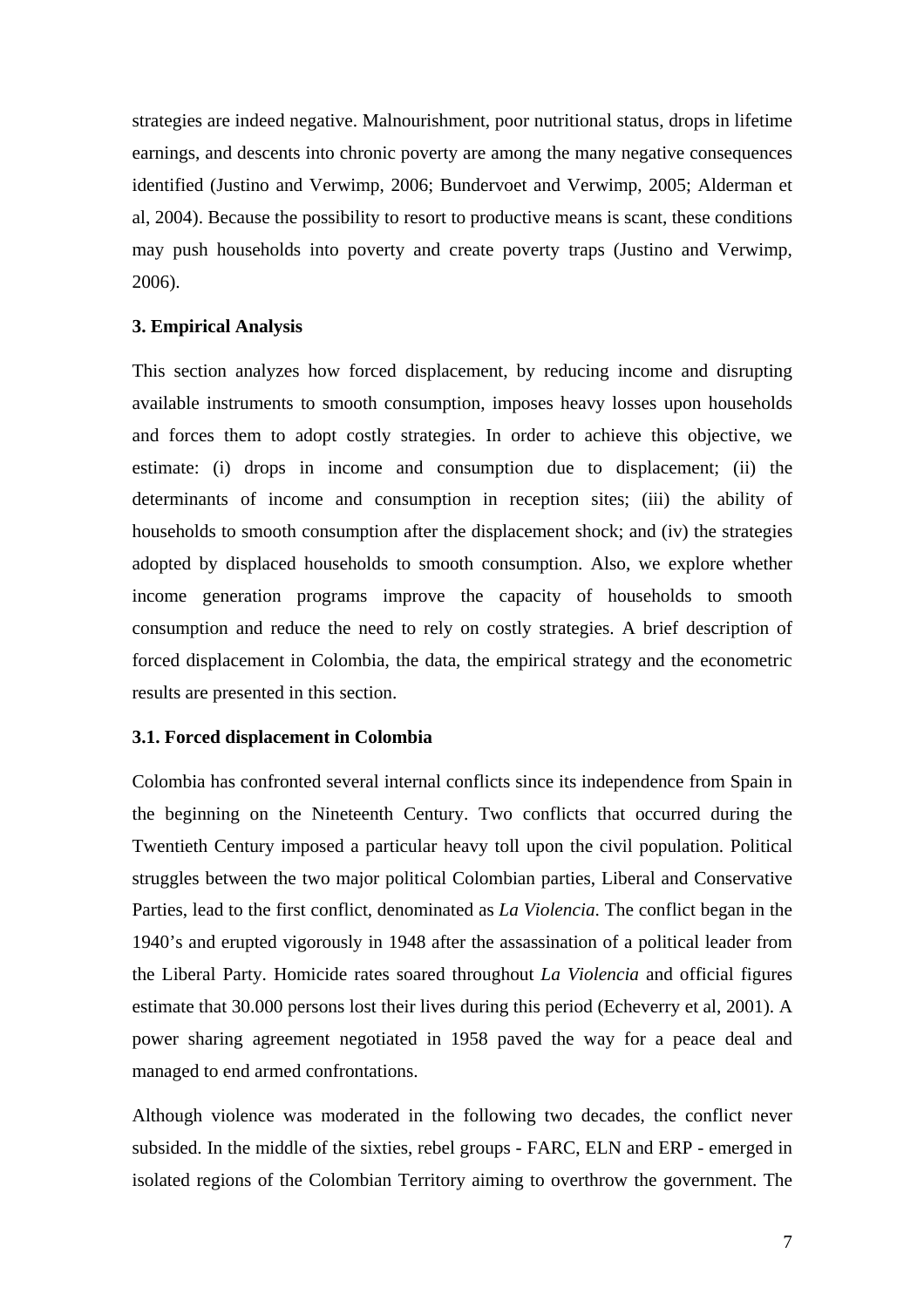strategies are indeed negative. Malnourishment, poor nutritional status, drops in lifetime earnings, and descents into chronic poverty are among the many negative consequences identified (Justino and Verwimp, 2006; Bundervoet and Verwimp, 2005; Alderman et al, 2004). Because the possibility to resort to productive means is scant, these conditions may push households into poverty and create poverty traps (Justino and Verwimp, 2006).

## 3. Empirical Analysis

This section analyzes how forced displacement, by reducing income and disrupting available instruments to smooth consumption, imposes heavy losses upon households and forces them to adopt costly strategies. In order to achieve this objective, we estimate: (i) drops in income and consumption due to displacement; (ii) the determinants of income and consumption in reception sites; (iii) the ability of households to smooth consumption after the displacement shock; and (iv) the strategies adopted by displaced households to smooth consumption. Also, we explore whether income generation programs improve the capacity of households to smooth consumption and reduce the need to rely on costly strategies. A brief description of forced displacement in Colombia, the data, the empirical strategy and the econometric results are presented in this section.

### 3.1. Forced displacement in Colombia

Colombia has confronted several internal conflicts since its independence from Spain in the beginning on the Nineteenth Century. Two conflicts that occurred during the Twentieth Century imposed a particular heavy toll upon the civil population. Political struggles between the two major political Colombian parties, Liberal and Conservative Parties, lead to the first conflict, denominated as *La Violencia*. The conflict began in the 1940's and erupted vigorously in 1948 after the assassination of a political leader from the Liberal Party. Homicide rates soared throughout *La Violencia* and official figures estimate that 30.000 persons lost their lives during this period (Echeverry et al, 2001). A power sharing agreement negotiated in 1958 paved the way for a peace deal and managed to end armed confrontations.

Although violence was moderated in the following two decades, the conflict never subsided. In the middle of the sixties, rebel groups - FARC, ELN and ERP - emerged in isolated regions of the Colombian Territory aiming to overthrow the government. The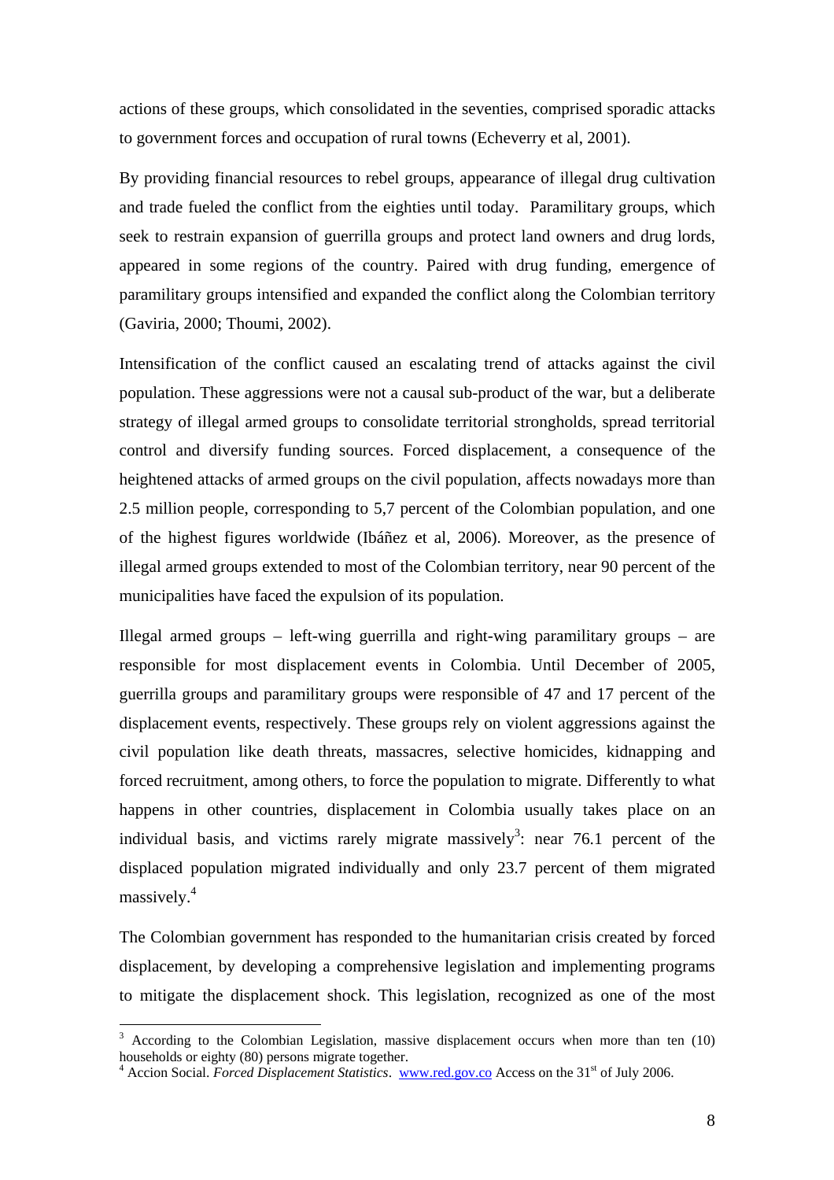actions of these groups, which consolidated in the seventies, comprised sporadic attacks to government forces and occupation of rural towns (Echeverry et al, 2001).

By providing financial resources to rebel groups, appearance of illegal drug cultivation and trade fueled the conflict from the eighties until today. Paramilitary groups, which seek to restrain expansion of guerrilla groups and protect land owners and drug lords, appeared in some regions of the country. Paired with drug funding, emergence of paramilitary groups intensified and expanded the conflict along the Colombian territory (Gaviria, 2000; Thoumi, 2002).

Intensification of the conflict caused an escalating trend of attacks against the civil population. These aggressions were not a causal sub-product of the war, but a deliberate strategy of illegal armed groups to consolidate territorial strongholds, spread territorial control and diversify funding sources. Forced displacement, a consequence of the heightened attacks of armed groups on the civil population, affects nowadays more than 2.5 million people, corresponding to 5,7 percent of the Colombian population, and one of the highest figures worldwide (Ibáñez et al, 2006). Moreover, as the presence of illegal armed groups extended to most of the Colombian territory, near 90 percent of the municipalities have faced the expulsion of its population.

Illegal armed groups – left-wing guerrilla and right-wing paramilitary groups – are responsible for most displacement events in Colombia. Until December of 2005, guerrilla groups and paramilitary groups were responsible of 47 and 17 percent of the displacement events, respectively. These groups rely on violent aggressions against the civil population like death threats, massacres, selective homicides, kidnapping and forced recruitment, among others, to force the population to migrate. Differently to what happens in other countries, displacement in Colombia usually takes place on an individual basis, and victims rarely migrate massively[3]: near 76.1 percent of the displaced population migrated individually and only 23.7 percent of them migrated massively.[4]

The Colombian government has responded to the humanitarian crisis created by forced displacement, by developing a comprehensive legislation and implementing programs to mitigate the displacement shock. This legislation, recognized as one of the most

[3] According to the Colombian Legislation, massive displacement occurs when more than ten (10) households or eighty (80) persons migrate together.

[4] Accion Social. *Forced Displacement Statistics*. www.red.gov.co Access on the 31st of July 2006.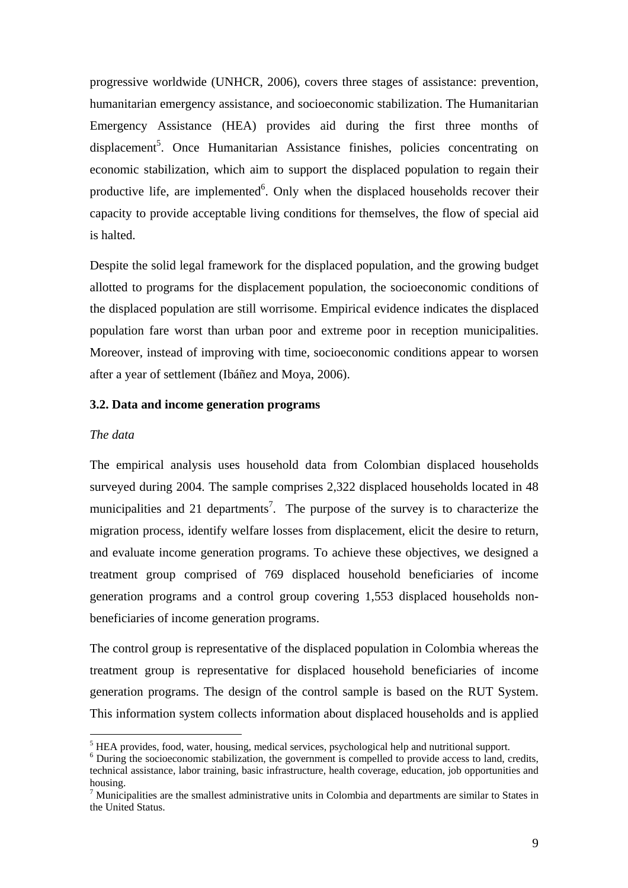progressive worldwide (UNHCR, 2006), covers three stages of assistance: prevention, humanitarian emergency assistance, and socioeconomic stabilization. The Humanitarian Emergency Assistance (HEA) provides aid during the first three months of displacement[5]. Once Humanitarian Assistance finishes, policies concentrating on economic stabilization, which aim to support the displaced population to regain their productive life, are implemented[6]. Only when the displaced households recover their capacity to provide acceptable living conditions for themselves, the flow of special aid is halted.

Despite the solid legal framework for the displaced population, and the growing budget allotted to programs for the displacement population, the socioeconomic conditions of the displaced population are still worrisome. Empirical evidence indicates the displaced population fare worst than urban poor and extreme poor in reception municipalities. Moreover, instead of improving with time, socioeconomic conditions appear to worsen after a year of settlement (Ibáñez and Moya, 2006).

### 3.2. Data and income generation programs

*The data*

The empirical analysis uses household data from Colombian displaced households surveyed during 2004. The sample comprises 2,322 displaced households located in 48 municipalities and 21 departments[7]. The purpose of the survey is to characterize the migration process, identify welfare losses from displacement, elicit the desire to return, and evaluate income generation programs. To achieve these objectives, we designed a treatment group comprised of 769 displaced household beneficiaries of income generation programs and a control group covering 1,553 displaced households non-beneficiaries of income generation programs.

The control group is representative of the displaced population in Colombia whereas the treatment group is representative for displaced household beneficiaries of income generation programs. The design of the control sample is based on the RUT System. This information system collects information about displaced households and is applied

---

[5] HEA provides, food, water, housing, medical services, psychological help and nutritional support.

[6] During the socioeconomic stabilization, the government is compelled to provide access to land, credits, technical assistance, labor training, basic infrastructure, health coverage, education, job opportunities and housing.

[7] Municipalities are the smallest administrative units in Colombia and departments are similar to States in the United Status.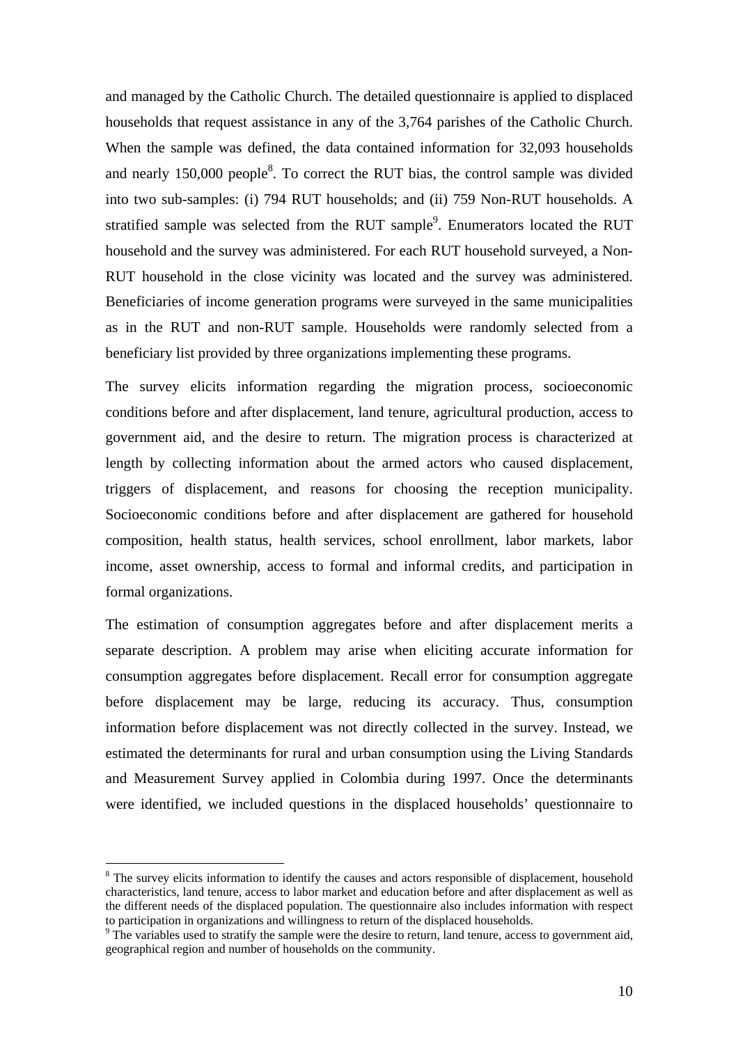and managed by the Catholic Church. The detailed questionnaire is applied to displaced households that request assistance in any of the 3,764 parishes of the Catholic Church. When the sample was defined, the data contained information for 32,093 households and nearly 150,000 people[8]. To correct the RUT bias, the control sample was divided into two sub-samples: (i) 794 RUT households; and (ii) 759 Non-RUT households. A stratified sample was selected from the RUT sample[9]. Enumerators located the RUT household and the survey was administered. For each RUT household surveyed, a Non-RUT household in the close vicinity was located and the survey was administered. Beneficiaries of income generation programs were surveyed in the same municipalities as in the RUT and non-RUT sample. Households were randomly selected from a beneficiary list provided by three organizations implementing these programs.

The survey elicits information regarding the migration process, socioeconomic conditions before and after displacement, land tenure, agricultural production, access to government aid, and the desire to return. The migration process is characterized at length by collecting information about the armed actors who caused displacement, triggers of displacement, and reasons for choosing the reception municipality. Socioeconomic conditions before and after displacement are gathered for household composition, health status, health services, school enrollment, labor markets, labor income, asset ownership, access to formal and informal credits, and participation in formal organizations.

The estimation of consumption aggregates before and after displacement merits a separate description. A problem may arise when eliciting accurate information for consumption aggregates before displacement. Recall error for consumption aggregate before displacement may be large, reducing its accuracy. Thus, consumption information before displacement was not directly collected in the survey. Instead, we estimated the determinants for rural and urban consumption using the Living Standards and Measurement Survey applied in Colombia during 1997. Once the determinants were identified, we included questions in the displaced households' questionnaire to

[8] The survey elicits information to identify the causes and actors responsible of displacement, household characteristics, land tenure, access to labor market and education before and after displacement as well as the different needs of the displaced population. The questionnaire also includes information with respect to participation in organizations and willingness to return of the displaced households.

[9] The variables used to stratify the sample were the desire to return, land tenure, access to government aid, geographical region and number of households on the community.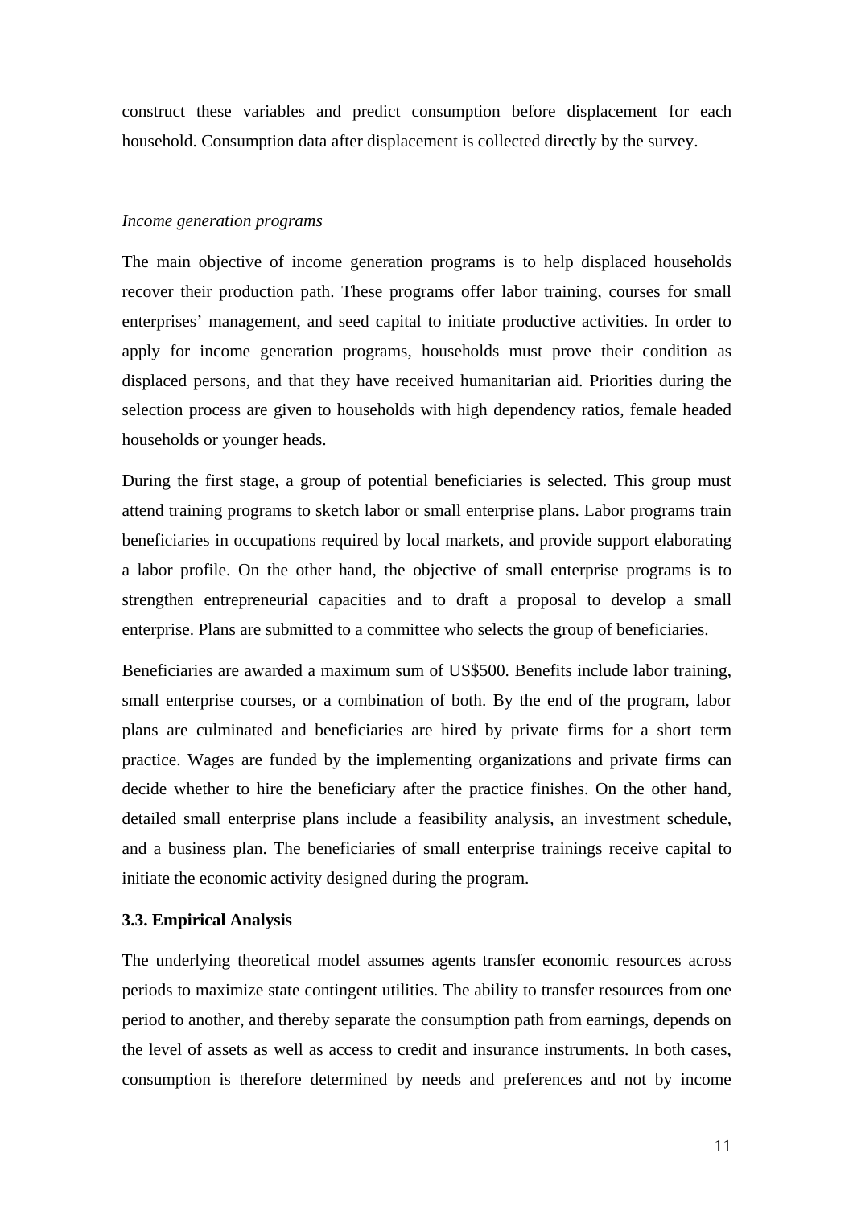construct these variables and predict consumption before displacement for each household. Consumption data after displacement is collected directly by the survey.

*Income generation programs*

The main objective of income generation programs is to help displaced households recover their production path. These programs offer labor training, courses for small enterprises' management, and seed capital to initiate productive activities. In order to apply for income generation programs, households must prove their condition as displaced persons, and that they have received humanitarian aid. Priorities during the selection process are given to households with high dependency ratios, female headed households or younger heads.

During the first stage, a group of potential beneficiaries is selected. This group must attend training programs to sketch labor or small enterprise plans. Labor programs train beneficiaries in occupations required by local markets, and provide support elaborating a labor profile. On the other hand, the objective of small enterprise programs is to strengthen entrepreneurial capacities and to draft a proposal to develop a small enterprise. Plans are submitted to a committee who selects the group of beneficiaries.

Beneficiaries are awarded a maximum sum of US$500. Benefits include labor training, small enterprise courses, or a combination of both. By the end of the program, labor plans are culminated and beneficiaries are hired by private firms for a short term practice. Wages are funded by the implementing organizations and private firms can decide whether to hire the beneficiary after the practice finishes. On the other hand, detailed small enterprise plans include a feasibility analysis, an investment schedule, and a business plan. The beneficiaries of small enterprise trainings receive capital to initiate the economic activity designed during the program.

### 3.3. Empirical Analysis

The underlying theoretical model assumes agents transfer economic resources across periods to maximize state contingent utilities. The ability to transfer resources from one period to another, and thereby separate the consumption path from earnings, depends on the level of assets as well as access to credit and insurance instruments. In both cases, consumption is therefore determined by needs and preferences and not by income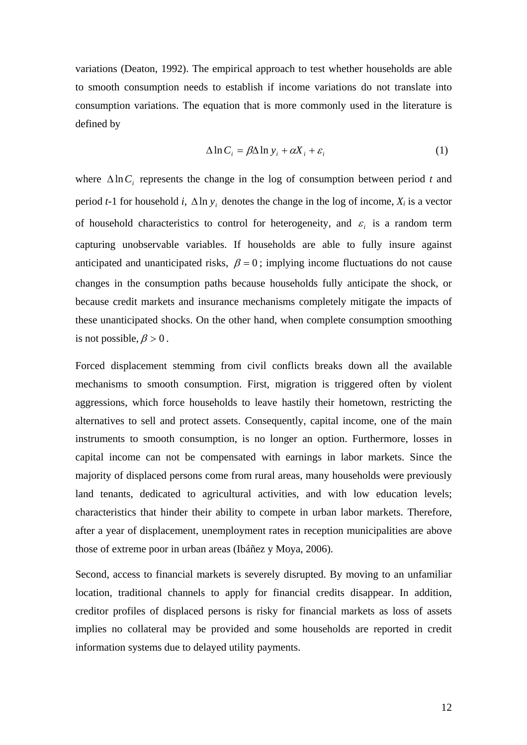variations (Deaton, 1992). The empirical approach to test whether households are able to smooth consumption needs to establish if income variations do not translate into consumption variations. The equation that is more commonly used in the literature is defined by

$$\Delta \ln C_i = \beta \Delta \ln y_i + \alpha X_i + \varepsilon_i \qquad (1)$$

where $\Delta \ln C_i$ represents the change in the log of consumption between period *t* and period *t*-1 for household *i*, $\Delta \ln y_i$ denotes the change in the log of income, $X_i$ is a vector of household characteristics to control for heterogeneity, and $\varepsilon_i$ is a random term capturing unobservable variables. If households are able to fully insure against anticipated and unanticipated risks, $\beta = 0$; implying income fluctuations do not cause changes in the consumption paths because households fully anticipate the shock, or because credit markets and insurance mechanisms completely mitigate the impacts of these unanticipated shocks. On the other hand, when complete consumption smoothing is not possible, $\beta > 0$.

Forced displacement stemming from civil conflicts breaks down all the available mechanisms to smooth consumption. First, migration is triggered often by violent aggressions, which force households to leave hastily their hometown, restricting the alternatives to sell and protect assets. Consequently, capital income, one of the main instruments to smooth consumption, is no longer an option. Furthermore, losses in capital income can not be compensated with earnings in labor markets. Since the majority of displaced persons come from rural areas, many households were previously land tenants, dedicated to agricultural activities, and with low education levels; characteristics that hinder their ability to compete in urban labor markets. Therefore, after a year of displacement, unemployment rates in reception municipalities are above those of extreme poor in urban areas (Ibáñez y Moya, 2006).

Second, access to financial markets is severely disrupted. By moving to an unfamiliar location, traditional channels to apply for financial credits disappear. In addition, creditor profiles of displaced persons is risky for financial markets as loss of assets implies no collateral may be provided and some households are reported in credit information systems due to delayed utility payments.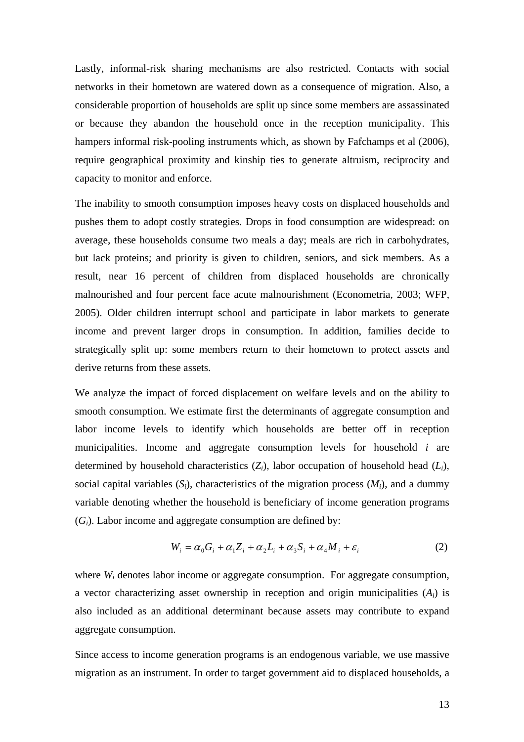Lastly, informal-risk sharing mechanisms are also restricted. Contacts with social networks in their hometown are watered down as a consequence of migration. Also, a considerable proportion of households are split up since some members are assassinated or because they abandon the household once in the reception municipality. This hampers informal risk-pooling instruments which, as shown by Fafchamps et al (2006), require geographical proximity and kinship ties to generate altruism, reciprocity and capacity to monitor and enforce.

The inability to smooth consumption imposes heavy costs on displaced households and pushes them to adopt costly strategies. Drops in food consumption are widespread: on average, these households consume two meals a day; meals are rich in carbohydrates, but lack proteins; and priority is given to children, seniors, and sick members. As a result, near 16 percent of children from displaced households are chronically malnourished and four percent face acute malnourishment (Econometria, 2003; WFP, 2005). Older children interrupt school and participate in labor markets to generate income and prevent larger drops in consumption. In addition, families decide to strategically split up: some members return to their hometown to protect assets and derive returns from these assets.

We analyze the impact of forced displacement on welfare levels and on the ability to smooth consumption. We estimate first the determinants of aggregate consumption and labor income levels to identify which households are better off in reception municipalities. Income and aggregate consumption levels for household *i* are determined by household characteristics ($Z_i$), labor occupation of household head ($L_i$), social capital variables ($S_i$), characteristics of the migration process ($M_i$), and a dummy variable denoting whether the household is beneficiary of income generation programs ($G_i$). Labor income and aggregate consumption are defined by:

$$W_i = \alpha_0 G_i + \alpha_1 Z_i + \alpha_2 L_i + \alpha_3 S_i + \alpha_4 M_i + \varepsilon_i \tag{2}$$

where $W_i$ denotes labor income or aggregate consumption. For aggregate consumption, a vector characterizing asset ownership in reception and origin municipalities ($A_i$) is also included as an additional determinant because assets may contribute to expand aggregate consumption.

Since access to income generation programs is an endogenous variable, we use massive migration as an instrument. In order to target government aid to displaced households, a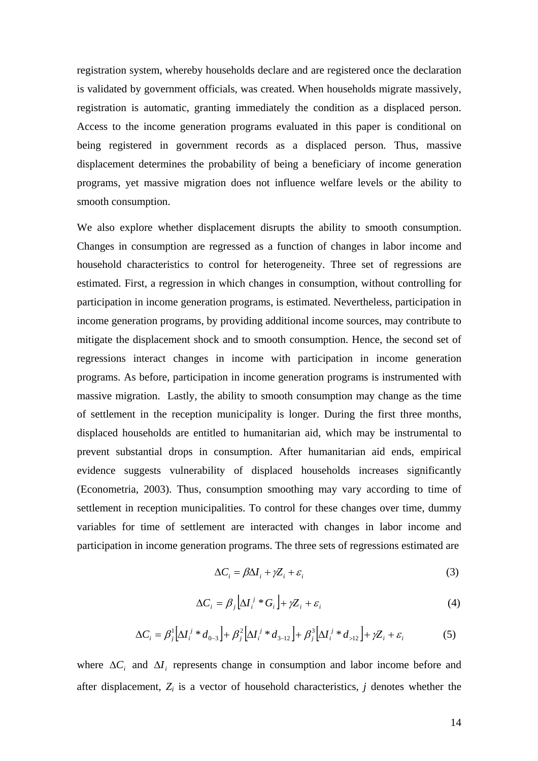registration system, whereby households declare and are registered once the declaration is validated by government officials, was created. When households migrate massively, registration is automatic, granting immediately the condition as a displaced person. Access to the income generation programs evaluated in this paper is conditional on being registered in government records as a displaced person. Thus, massive displacement determines the probability of being a beneficiary of income generation programs, yet massive migration does not influence welfare levels or the ability to smooth consumption.

We also explore whether displacement disrupts the ability to smooth consumption. Changes in consumption are regressed as a function of changes in labor income and household characteristics to control for heterogeneity. Three set of regressions are estimated. First, a regression in which changes in consumption, without controlling for participation in income generation programs, is estimated. Nevertheless, participation in income generation programs, by providing additional income sources, may contribute to mitigate the displacement shock and to smooth consumption. Hence, the second set of regressions interact changes in income with participation in income generation programs. As before, participation in income generation programs is instrumented with massive migration. Lastly, the ability to smooth consumption may change as the time of settlement in the reception municipality is longer. During the first three months, displaced households are entitled to humanitarian aid, which may be instrumental to prevent substantial drops in consumption. After humanitarian aid ends, empirical evidence suggests vulnerability of displaced households increases significantly (Econometria, 2003). Thus, consumption smoothing may vary according to time of settlement in reception municipalities. To control for these changes over time, dummy variables for time of settlement are interacted with changes in labor income and participation in income generation programs. The three sets of regressions estimated are

$$\Delta C_i = \beta \Delta I_i + \gamma Z_i + \varepsilon_i \tag{3}$$

$$\Delta C_i = \beta_j \left[ \Delta I_i^j * G_i \right] + \gamma Z_i + \varepsilon_i \tag{4}$$

$$\Delta C_i = \beta_j^1 \left[ \Delta I_i^j * d_{0-3} \right] + \beta_j^2 \left[ \Delta I_i^j * d_{3-12} \right] + \beta_j^3 \left[ \Delta I_i^j * d_{>12} \right] + \gamma Z_i + \varepsilon_i \tag{5}$$

where $\Delta C_i$ and $\Delta I_i$ represents change in consumption and labor income before and after displacement, $Z_i$ is a vector of household characteristics, $j$ denotes whether the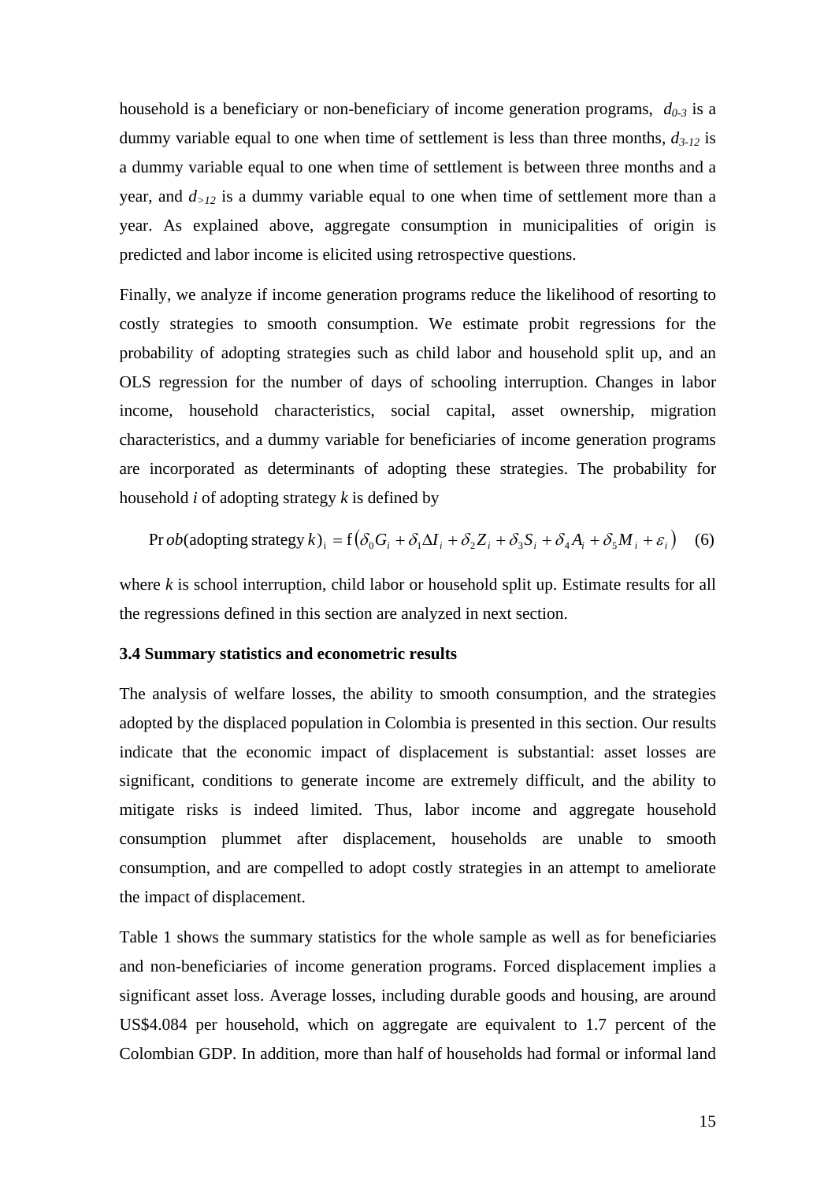household is a beneficiary or non-beneficiary of income generation programs, $d_{0-3}$ is a dummy variable equal to one when time of settlement is less than three months, $d_{3-12}$ is a dummy variable equal to one when time of settlement is between three months and a year, and $d_{>12}$ is a dummy variable equal to one when time of settlement more than a year. As explained above, aggregate consumption in municipalities of origin is predicted and labor income is elicited using retrospective questions.

Finally, we analyze if income generation programs reduce the likelihood of resorting to costly strategies to smooth consumption. We estimate probit regressions for the probability of adopting strategies such as child labor and household split up, and an OLS regression for the number of days of schooling interruption. Changes in labor income, household characteristics, social capital, asset ownership, migration characteristics, and a dummy variable for beneficiaries of income generation programs are incorporated as determinants of adopting these strategies. The probability for household $i$ of adopting strategy $k$ is defined by

$$\Pr ob(\text{adopting strategy } k)_i = \mathrm{f}\left(\delta_0 G_i + \delta_1 \Delta I_i + \delta_2 Z_i + \delta_3 S_i + \delta_4 A_i + \delta_5 M_i + \varepsilon_i\right) \quad (6)$$

where $k$ is school interruption, child labor or household split up. Estimate results for all the regressions defined in this section are analyzed in next section.

### 3.4 Summary statistics and econometric results

The analysis of welfare losses, the ability to smooth consumption, and the strategies adopted by the displaced population in Colombia is presented in this section. Our results indicate that the economic impact of displacement is substantial: asset losses are significant, conditions to generate income are extremely difficult, and the ability to mitigate risks is indeed limited. Thus, labor income and aggregate household consumption plummet after displacement, households are unable to smooth consumption, and are compelled to adopt costly strategies in an attempt to ameliorate the impact of displacement.

Table 1 shows the summary statistics for the whole sample as well as for beneficiaries and non-beneficiaries of income generation programs. Forced displacement implies a significant asset loss. Average losses, including durable goods and housing, are around US$4.084 per household, which on aggregate are equivalent to 1.7 percent of the Colombian GDP. In addition, more than half of households had formal or informal land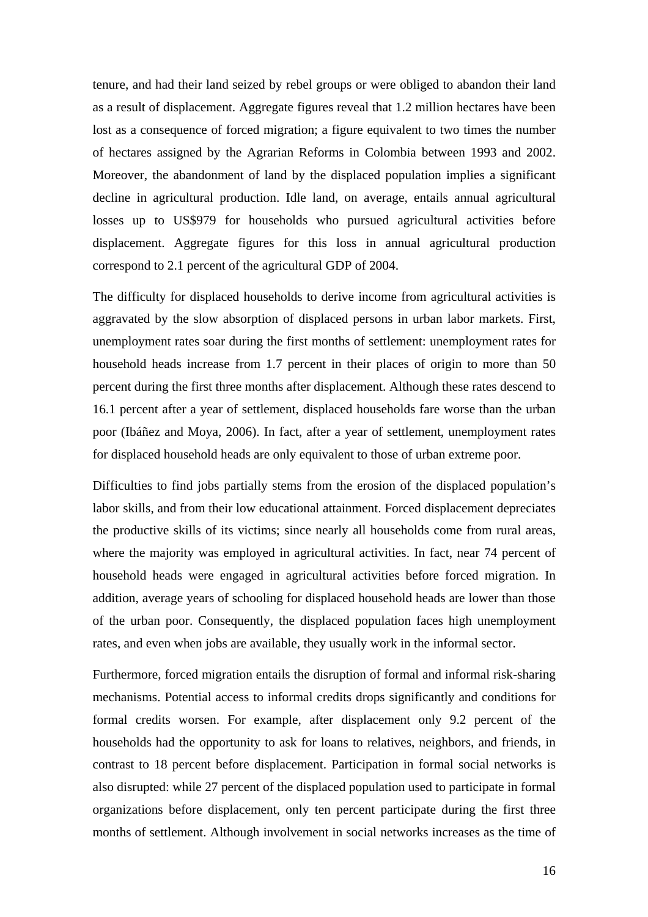tenure, and had their land seized by rebel groups or were obliged to abandon their land as a result of displacement. Aggregate figures reveal that 1.2 million hectares have been lost as a consequence of forced migration; a figure equivalent to two times the number of hectares assigned by the Agrarian Reforms in Colombia between 1993 and 2002. Moreover, the abandonment of land by the displaced population implies a significant decline in agricultural production. Idle land, on average, entails annual agricultural losses up to US$979 for households who pursued agricultural activities before displacement. Aggregate figures for this loss in annual agricultural production correspond to 2.1 percent of the agricultural GDP of 2004.

The difficulty for displaced households to derive income from agricultural activities is aggravated by the slow absorption of displaced persons in urban labor markets. First, unemployment rates soar during the first months of settlement: unemployment rates for household heads increase from 1.7 percent in their places of origin to more than 50 percent during the first three months after displacement. Although these rates descend to 16.1 percent after a year of settlement, displaced households fare worse than the urban poor (Ibáñez and Moya, 2006). In fact, after a year of settlement, unemployment rates for displaced household heads are only equivalent to those of urban extreme poor.

Difficulties to find jobs partially stems from the erosion of the displaced population's labor skills, and from their low educational attainment. Forced displacement depreciates the productive skills of its victims; since nearly all households come from rural areas, where the majority was employed in agricultural activities. In fact, near 74 percent of household heads were engaged in agricultural activities before forced migration. In addition, average years of schooling for displaced household heads are lower than those of the urban poor. Consequently, the displaced population faces high unemployment rates, and even when jobs are available, they usually work in the informal sector.

Furthermore, forced migration entails the disruption of formal and informal risk-sharing mechanisms. Potential access to informal credits drops significantly and conditions for formal credits worsen. For example, after displacement only 9.2 percent of the households had the opportunity to ask for loans to relatives, neighbors, and friends, in contrast to 18 percent before displacement. Participation in formal social networks is also disrupted: while 27 percent of the displaced population used to participate in formal organizations before displacement, only ten percent participate during the first three months of settlement. Although involvement in social networks increases as the time of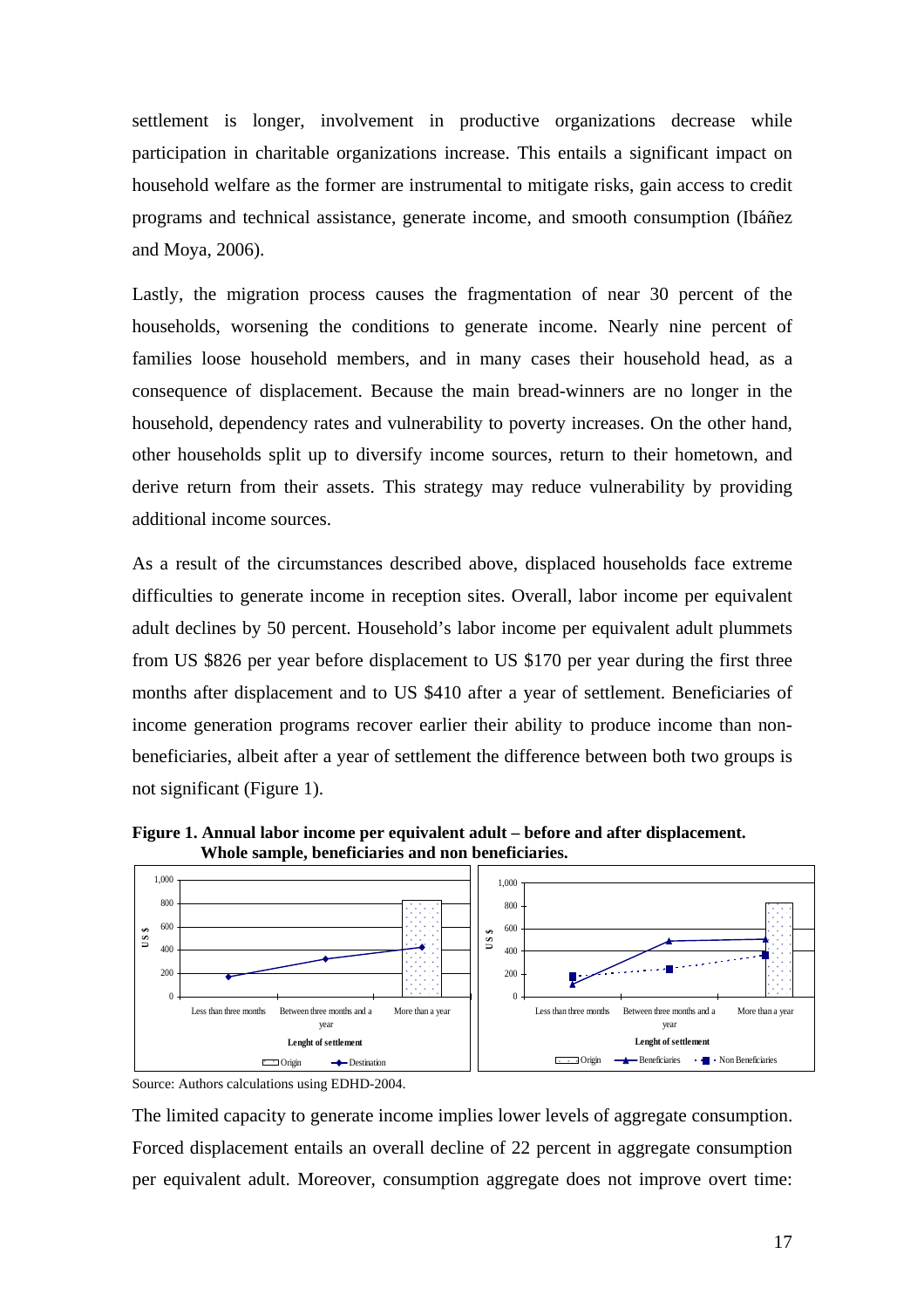settlement is longer, involvement in productive organizations decrease while participation in charitable organizations increase. This entails a significant impact on household welfare as the former are instrumental to mitigate risks, gain access to credit programs and technical assistance, generate income, and smooth consumption (Ibáñez and Moya, 2006).

Lastly, the migration process causes the fragmentation of near 30 percent of the households, worsening the conditions to generate income. Nearly nine percent of families loose household members, and in many cases their household head, as a consequence of displacement. Because the main bread-winners are no longer in the household, dependency rates and vulnerability to poverty increases. On the other hand, other households split up to diversify income sources, return to their hometown, and derive return from their assets. This strategy may reduce vulnerability by providing additional income sources.

As a result of the circumstances described above, displaced households face extreme difficulties to generate income in reception sites. Overall, labor income per equivalent adult declines by 50 percent. Household's labor income per equivalent adult plummets from US $826 per year before displacement to US $170 per year during the first three months after displacement and to US $410 after a year of settlement. Beneficiaries of income generation programs recover earlier their ability to produce income than non-beneficiaries, albeit after a year of settlement the difference between both two groups is not significant (Figure 1).

**Figure 1. Annual labor income per equivalent adult – before and after displacement. Whole sample, beneficiaries and non beneficiaries.**

Source: Authors calculations using EDHD-2004.

The limited capacity to generate income implies lower levels of aggregate consumption. Forced displacement entails an overall decline of 22 percent in aggregate consumption per equivalent adult. Moreover, consumption aggregate does not improve overt time: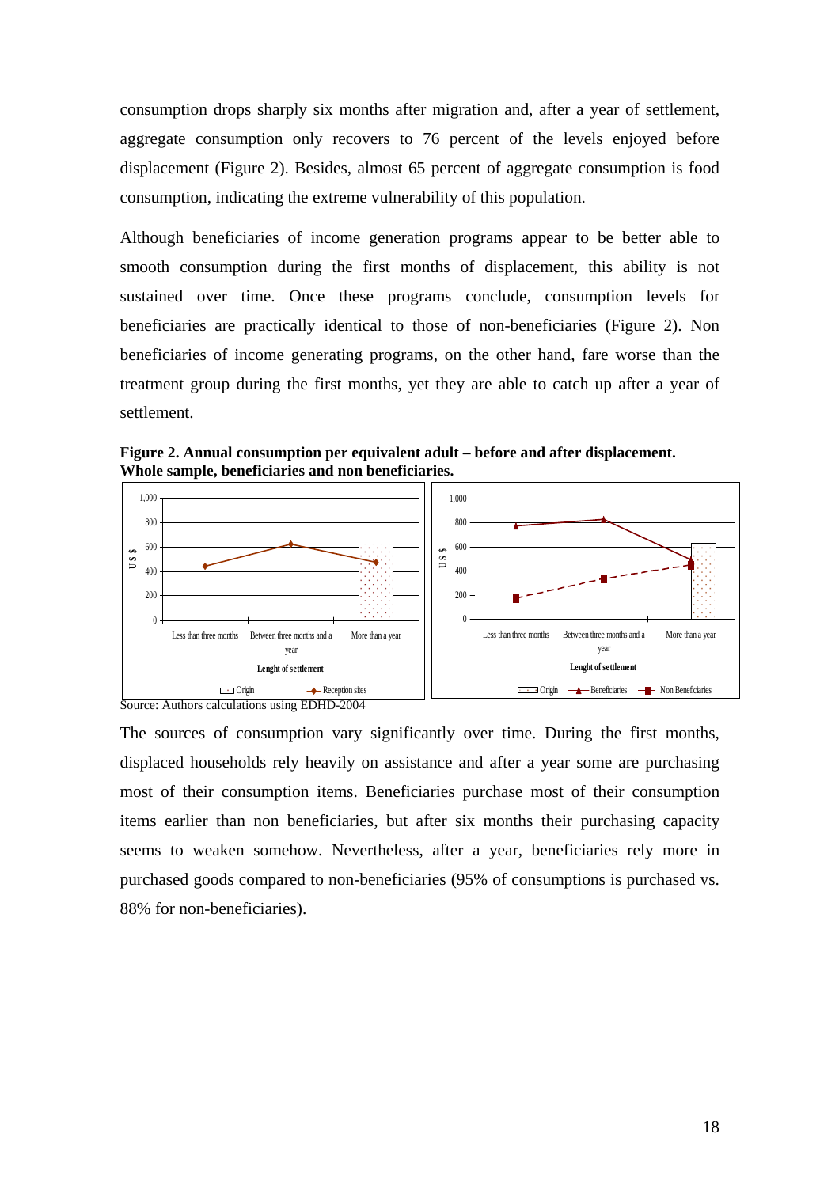consumption drops sharply six months after migration and, after a year of settlement, aggregate consumption only recovers to 76 percent of the levels enjoyed before displacement (Figure 2). Besides, almost 65 percent of aggregate consumption is food consumption, indicating the extreme vulnerability of this population.

Although beneficiaries of income generation programs appear to be better able to smooth consumption during the first months of displacement, this ability is not sustained over time. Once these programs conclude, consumption levels for beneficiaries are practically identical to those of non-beneficiaries (Figure 2). Non beneficiaries of income generating programs, on the other hand, fare worse than the treatment group during the first months, yet they are able to catch up after a year of settlement.

**Figure 2. Annual consumption per equivalent adult – before and after displacement. Whole sample, beneficiaries and non beneficiaries.**

Source: Authors calculations using EDHD-2004

The sources of consumption vary significantly over time. During the first months, displaced households rely heavily on assistance and after a year some are purchasing most of their consumption items. Beneficiaries purchase most of their consumption items earlier than non beneficiaries, but after six months their purchasing capacity seems to weaken somehow. Nevertheless, after a year, beneficiaries rely more in purchased goods compared to non-beneficiaries (95% of consumptions is purchased vs. 88% for non-beneficiaries).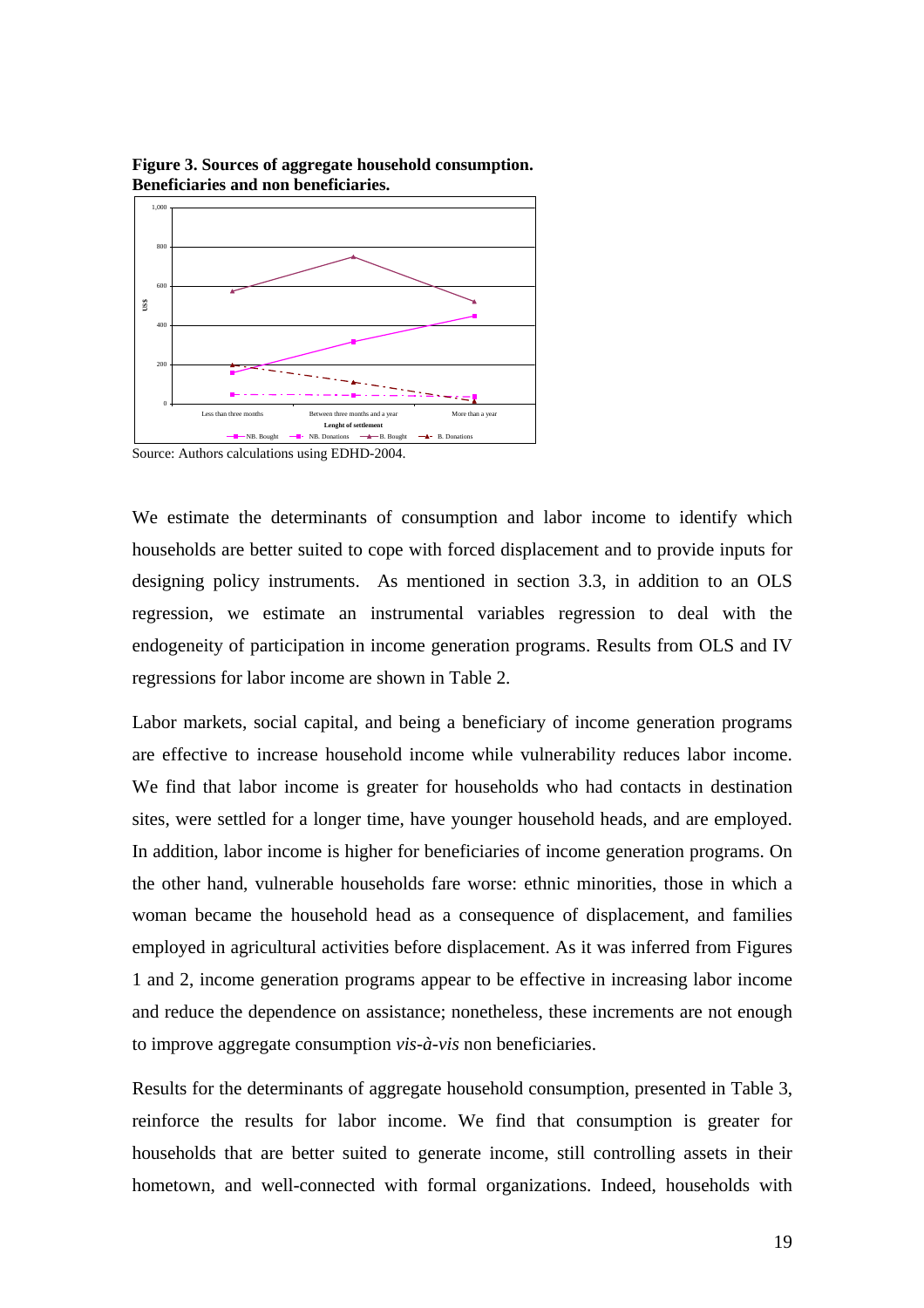**Figure 3. Sources of aggregate household consumption. Beneficiaries and non beneficiaries.**

Source: Authors calculations using EDHD-2004.

We estimate the determinants of consumption and labor income to identify which households are better suited to cope with forced displacement and to provide inputs for designing policy instruments. As mentioned in section 3.3, in addition to an OLS regression, we estimate an instrumental variables regression to deal with the endogeneity of participation in income generation programs. Results from OLS and IV regressions for labor income are shown in Table 2.

Labor markets, social capital, and being a beneficiary of income generation programs are effective to increase household income while vulnerability reduces labor income. We find that labor income is greater for households who had contacts in destination sites, were settled for a longer time, have younger household heads, and are employed. In addition, labor income is higher for beneficiaries of income generation programs. On the other hand, vulnerable households fare worse: ethnic minorities, those in which a woman became the household head as a consequence of displacement, and families employed in agricultural activities before displacement. As it was inferred from Figures 1 and 2, income generation programs appear to be effective in increasing labor income and reduce the dependence on assistance; nonetheless, these increments are not enough to improve aggregate consumption *vis-à-vis* non beneficiaries.

Results for the determinants of aggregate household consumption, presented in Table 3, reinforce the results for labor income. We find that consumption is greater for households that are better suited to generate income, still controlling assets in their hometown, and well-connected with formal organizations. Indeed, households with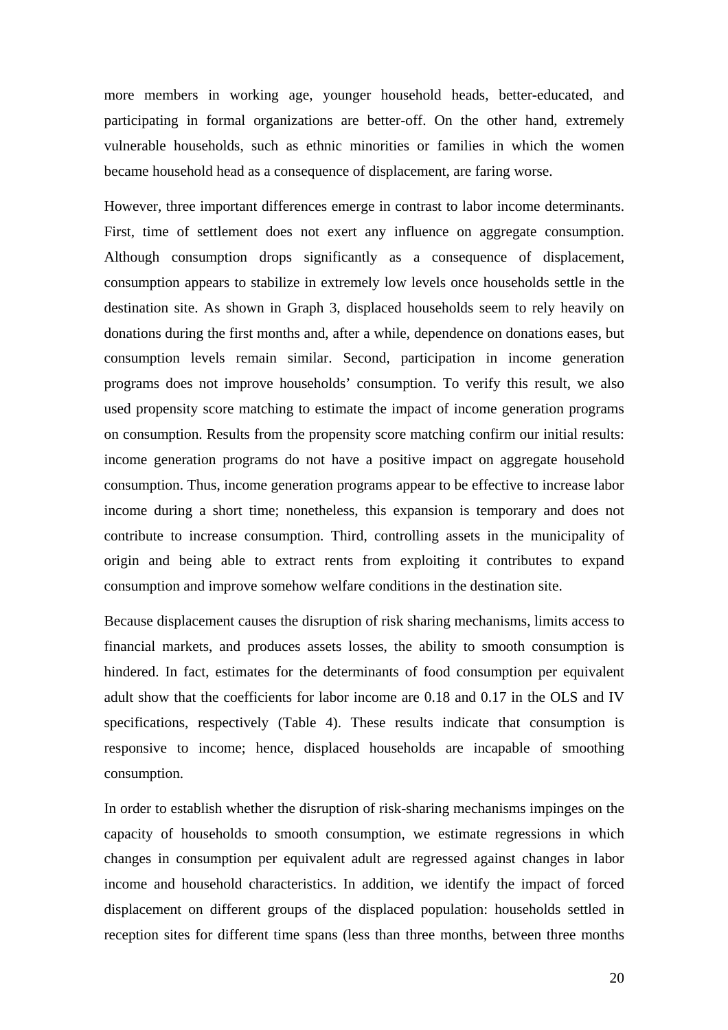more members in working age, younger household heads, better-educated, and participating in formal organizations are better-off. On the other hand, extremely vulnerable households, such as ethnic minorities or families in which the women became household head as a consequence of displacement, are faring worse.

However, three important differences emerge in contrast to labor income determinants. First, time of settlement does not exert any influence on aggregate consumption. Although consumption drops significantly as a consequence of displacement, consumption appears to stabilize in extremely low levels once households settle in the destination site. As shown in Graph 3, displaced households seem to rely heavily on donations during the first months and, after a while, dependence on donations eases, but consumption levels remain similar. Second, participation in income generation programs does not improve households' consumption. To verify this result, we also used propensity score matching to estimate the impact of income generation programs on consumption. Results from the propensity score matching confirm our initial results: income generation programs do not have a positive impact on aggregate household consumption. Thus, income generation programs appear to be effective to increase labor income during a short time; nonetheless, this expansion is temporary and does not contribute to increase consumption. Third, controlling assets in the municipality of origin and being able to extract rents from exploiting it contributes to expand consumption and improve somehow welfare conditions in the destination site.

Because displacement causes the disruption of risk sharing mechanisms, limits access to financial markets, and produces assets losses, the ability to smooth consumption is hindered. In fact, estimates for the determinants of food consumption per equivalent adult show that the coefficients for labor income are 0.18 and 0.17 in the OLS and IV specifications, respectively (Table 4). These results indicate that consumption is responsive to income; hence, displaced households are incapable of smoothing consumption.

In order to establish whether the disruption of risk-sharing mechanisms impinges on the capacity of households to smooth consumption, we estimate regressions in which changes in consumption per equivalent adult are regressed against changes in labor income and household characteristics. In addition, we identify the impact of forced displacement on different groups of the displaced population: households settled in reception sites for different time spans (less than three months, between three months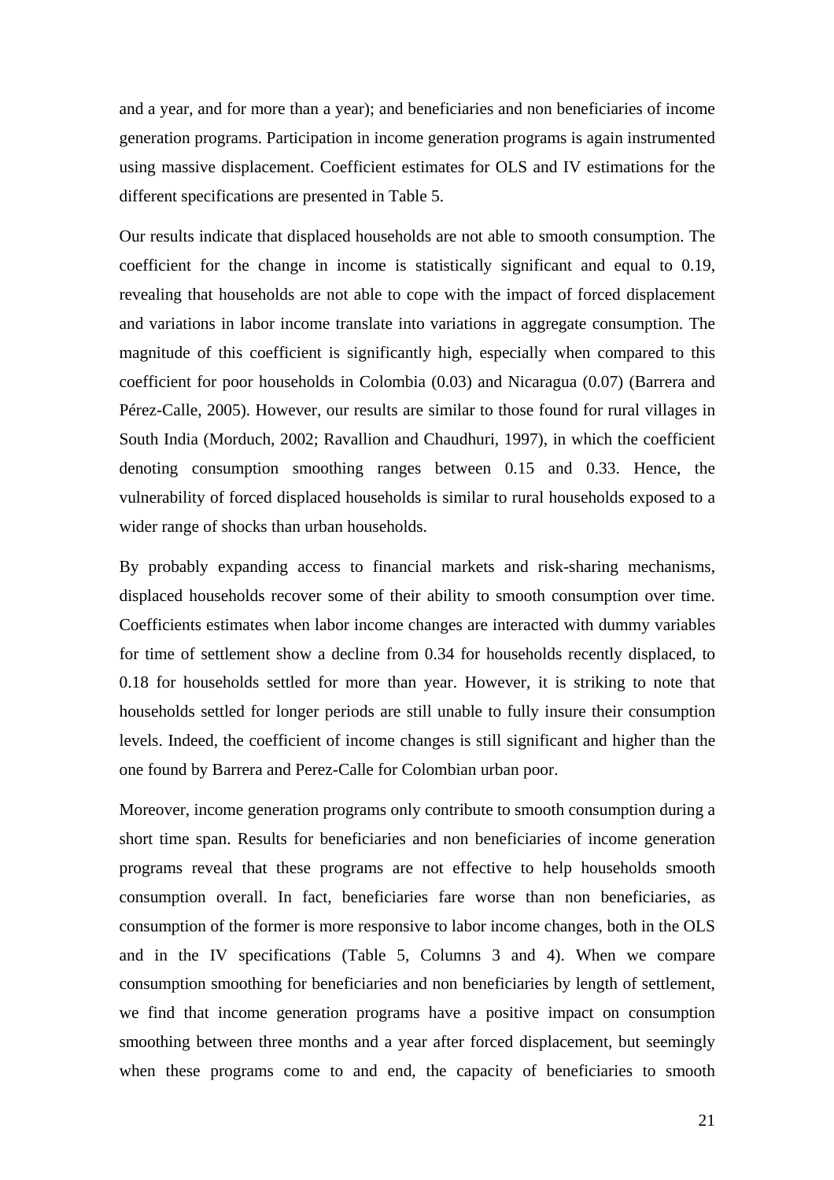and a year, and for more than a year); and beneficiaries and non beneficiaries of income generation programs. Participation in income generation programs is again instrumented using massive displacement. Coefficient estimates for OLS and IV estimations for the different specifications are presented in Table 5.

Our results indicate that displaced households are not able to smooth consumption. The coefficient for the change in income is statistically significant and equal to 0.19, revealing that households are not able to cope with the impact of forced displacement and variations in labor income translate into variations in aggregate consumption. The magnitude of this coefficient is significantly high, especially when compared to this coefficient for poor households in Colombia (0.03) and Nicaragua (0.07) (Barrera and Pérez-Calle, 2005). However, our results are similar to those found for rural villages in South India (Morduch, 2002; Ravallion and Chaudhuri, 1997), in which the coefficient denoting consumption smoothing ranges between 0.15 and 0.33. Hence, the vulnerability of forced displaced households is similar to rural households exposed to a wider range of shocks than urban households.

By probably expanding access to financial markets and risk-sharing mechanisms, displaced households recover some of their ability to smooth consumption over time. Coefficients estimates when labor income changes are interacted with dummy variables for time of settlement show a decline from 0.34 for households recently displaced, to 0.18 for households settled for more than year. However, it is striking to note that households settled for longer periods are still unable to fully insure their consumption levels. Indeed, the coefficient of income changes is still significant and higher than the one found by Barrera and Perez-Calle for Colombian urban poor.

Moreover, income generation programs only contribute to smooth consumption during a short time span. Results for beneficiaries and non beneficiaries of income generation programs reveal that these programs are not effective to help households smooth consumption overall. In fact, beneficiaries fare worse than non beneficiaries, as consumption of the former is more responsive to labor income changes, both in the OLS and in the IV specifications (Table 5, Columns 3 and 4). When we compare consumption smoothing for beneficiaries and non beneficiaries by length of settlement, we find that income generation programs have a positive impact on consumption smoothing between three months and a year after forced displacement, but seemingly when these programs come to and end, the capacity of beneficiaries to smooth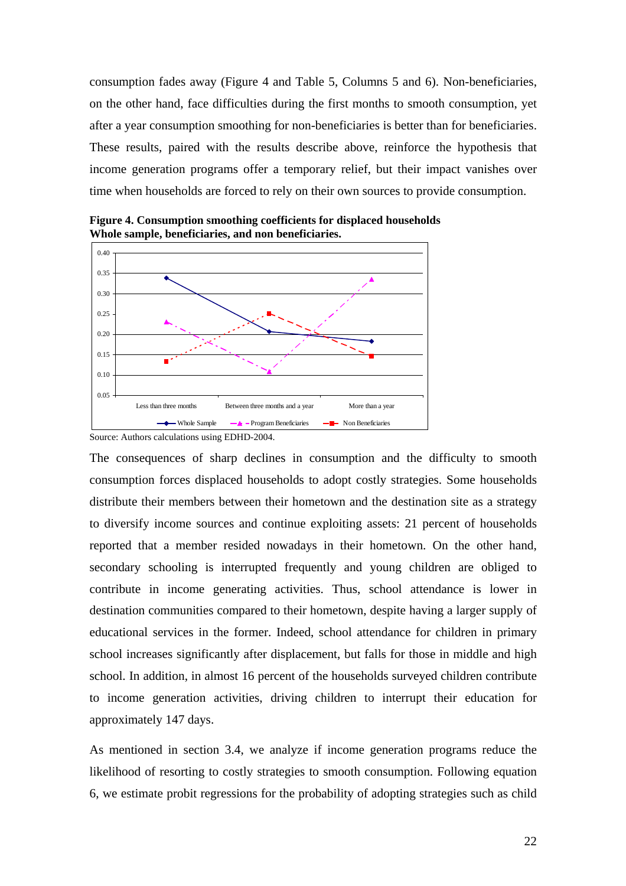consumption fades away (Figure 4 and Table 5, Columns 5 and 6). Non-beneficiaries, on the other hand, face difficulties during the first months to smooth consumption, yet after a year consumption smoothing for non-beneficiaries is better than for beneficiaries. These results, paired with the results describe above, reinforce the hypothesis that income generation programs offer a temporary relief, but their impact vanishes over time when households are forced to rely on their own sources to provide consumption.

**Figure 4. Consumption smoothing coefficients for displaced households Whole sample, beneficiaries, and non beneficiaries.**

Source: Authors calculations using EDHD-2004.

The consequences of sharp declines in consumption and the difficulty to smooth consumption forces displaced households to adopt costly strategies. Some households distribute their members between their hometown and the destination site as a strategy to diversify income sources and continue exploiting assets: 21 percent of households reported that a member resided nowadays in their hometown. On the other hand, secondary schooling is interrupted frequently and young children are obliged to contribute in income generating activities. Thus, school attendance is lower in destination communities compared to their hometown, despite having a larger supply of educational services in the former. Indeed, school attendance for children in primary school increases significantly after displacement, but falls for those in middle and high school. In addition, in almost 16 percent of the households surveyed children contribute to income generation activities, driving children to interrupt their education for approximately 147 days.

As mentioned in section 3.4, we analyze if income generation programs reduce the likelihood of resorting to costly strategies to smooth consumption. Following equation 6, we estimate probit regressions for the probability of adopting strategies such as child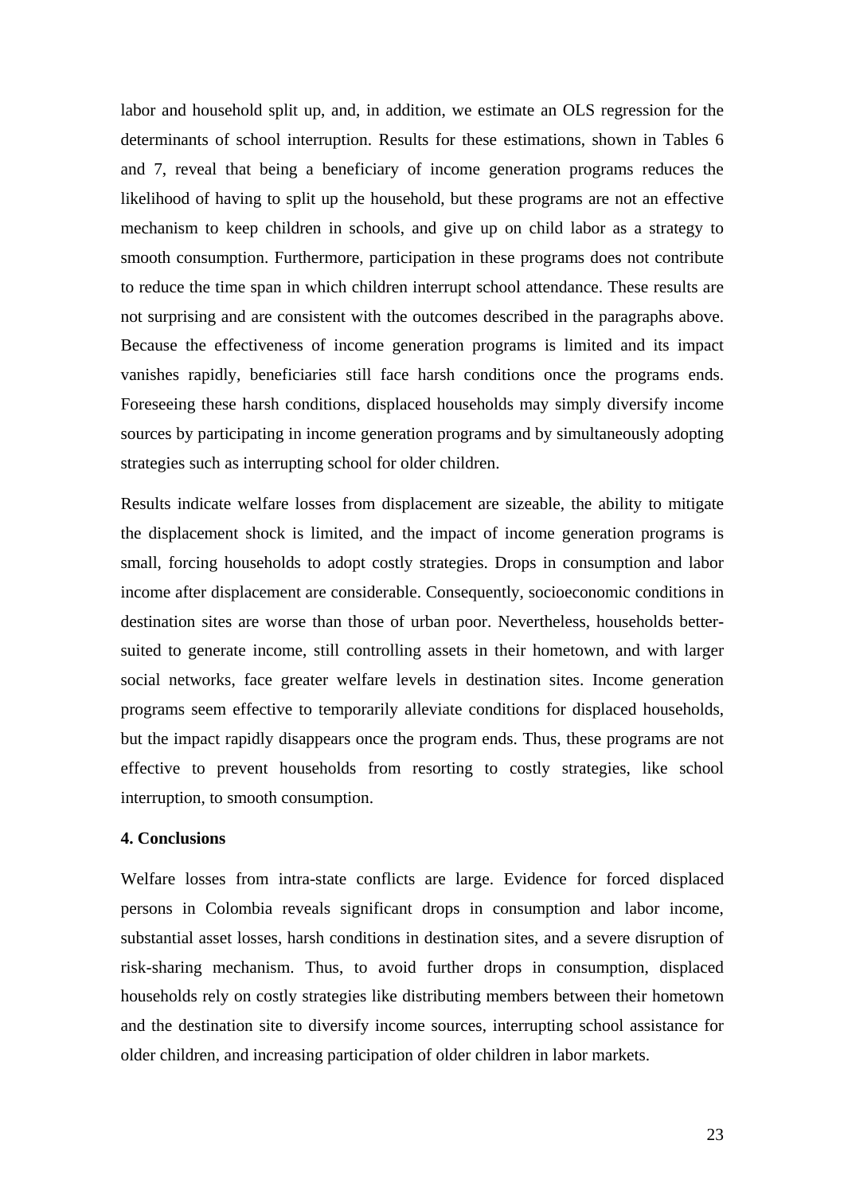labor and household split up, and, in addition, we estimate an OLS regression for the determinants of school interruption. Results for these estimations, shown in Tables 6 and 7, reveal that being a beneficiary of income generation programs reduces the likelihood of having to split up the household, but these programs are not an effective mechanism to keep children in schools, and give up on child labor as a strategy to smooth consumption. Furthermore, participation in these programs does not contribute to reduce the time span in which children interrupt school attendance. These results are not surprising and are consistent with the outcomes described in the paragraphs above. Because the effectiveness of income generation programs is limited and its impact vanishes rapidly, beneficiaries still face harsh conditions once the programs ends. Foreseeing these harsh conditions, displaced households may simply diversify income sources by participating in income generation programs and by simultaneously adopting strategies such as interrupting school for older children.

Results indicate welfare losses from displacement are sizeable, the ability to mitigate the displacement shock is limited, and the impact of income generation programs is small, forcing households to adopt costly strategies. Drops in consumption and labor income after displacement are considerable. Consequently, socioeconomic conditions in destination sites are worse than those of urban poor. Nevertheless, households better-suited to generate income, still controlling assets in their hometown, and with larger social networks, face greater welfare levels in destination sites. Income generation programs seem effective to temporarily alleviate conditions for displaced households, but the impact rapidly disappears once the program ends. Thus, these programs are not effective to prevent households from resorting to costly strategies, like school interruption, to smooth consumption.

**4. Conclusions**

Welfare losses from intra-state conflicts are large. Evidence for forced displaced persons in Colombia reveals significant drops in consumption and labor income, substantial asset losses, harsh conditions in destination sites, and a severe disruption of risk-sharing mechanism. Thus, to avoid further drops in consumption, displaced households rely on costly strategies like distributing members between their hometown and the destination site to diversify income sources, interrupting school assistance for older children, and increasing participation of older children in labor markets.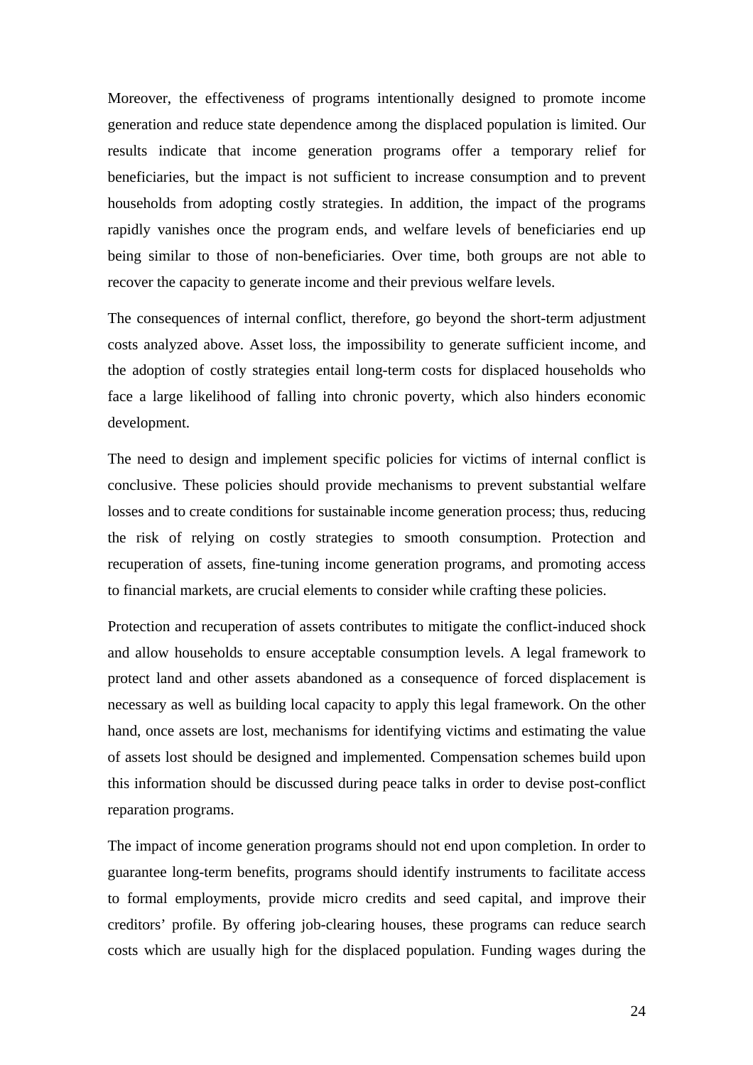Moreover, the effectiveness of programs intentionally designed to promote income generation and reduce state dependence among the displaced population is limited. Our results indicate that income generation programs offer a temporary relief for beneficiaries, but the impact is not sufficient to increase consumption and to prevent households from adopting costly strategies. In addition, the impact of the programs rapidly vanishes once the program ends, and welfare levels of beneficiaries end up being similar to those of non-beneficiaries. Over time, both groups are not able to recover the capacity to generate income and their previous welfare levels.

The consequences of internal conflict, therefore, go beyond the short-term adjustment costs analyzed above. Asset loss, the impossibility to generate sufficient income, and the adoption of costly strategies entail long-term costs for displaced households who face a large likelihood of falling into chronic poverty, which also hinders economic development.

The need to design and implement specific policies for victims of internal conflict is conclusive. These policies should provide mechanisms to prevent substantial welfare losses and to create conditions for sustainable income generation process; thus, reducing the risk of relying on costly strategies to smooth consumption. Protection and recuperation of assets, fine-tuning income generation programs, and promoting access to financial markets, are crucial elements to consider while crafting these policies.

Protection and recuperation of assets contributes to mitigate the conflict-induced shock and allow households to ensure acceptable consumption levels. A legal framework to protect land and other assets abandoned as a consequence of forced displacement is necessary as well as building local capacity to apply this legal framework. On the other hand, once assets are lost, mechanisms for identifying victims and estimating the value of assets lost should be designed and implemented. Compensation schemes build upon this information should be discussed during peace talks in order to devise post-conflict reparation programs.

The impact of income generation programs should not end upon completion. In order to guarantee long-term benefits, programs should identify instruments to facilitate access to formal employments, provide micro credits and seed capital, and improve their creditors' profile. By offering job-clearing houses, these programs can reduce search costs which are usually high for the displaced population. Funding wages during the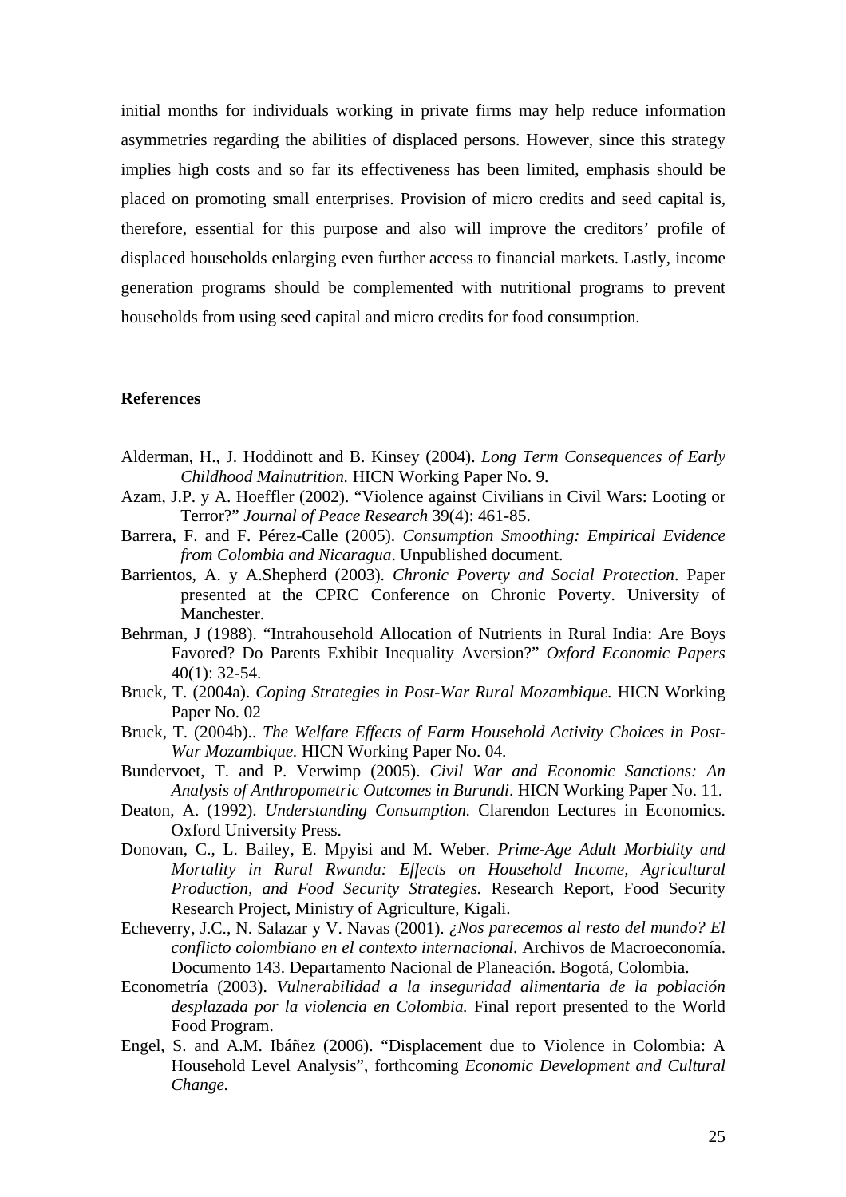initial months for individuals working in private firms may help reduce information asymmetries regarding the abilities of displaced persons. However, since this strategy implies high costs and so far its effectiveness has been limited, emphasis should be placed on promoting small enterprises. Provision of micro credits and seed capital is, therefore, essential for this purpose and also will improve the creditors' profile of displaced households enlarging even further access to financial markets. Lastly, income generation programs should be complemented with nutritional programs to prevent households from using seed capital and micro credits for food consumption.

## References

Alderman, H., J. Hoddinott and B. Kinsey (2004). *Long Term Consequences of Early Childhood Malnutrition.* HICN Working Paper No. 9.

Azam, J.P. y A. Hoeffler (2002). "Violence against Civilians in Civil Wars: Looting or Terror?" *Journal of Peace Research* 39(4): 461-85.

Barrera, F. and F. Pérez-Calle (2005). *Consumption Smoothing: Empirical Evidence from Colombia and Nicaragua*. Unpublished document.

Barrientos, A. y A.Shepherd (2003). *Chronic Poverty and Social Protection*. Paper presented at the CPRC Conference on Chronic Poverty. University of Manchester.

Behrman, J (1988). "Intrahousehold Allocation of Nutrients in Rural India: Are Boys Favored? Do Parents Exhibit Inequality Aversion?" *Oxford Economic Papers* 40(1): 32-54.

Bruck, T. (2004a). *Coping Strategies in Post-War Rural Mozambique.* HICN Working Paper No. 02

Bruck, T. (2004b).. *The Welfare Effects of Farm Household Activity Choices in Post-War Mozambique.* HICN Working Paper No. 04.

Bundervoet, T. and P. Verwimp (2005). *Civil War and Economic Sanctions: An Analysis of Anthropometric Outcomes in Burundi*. HICN Working Paper No. 11.

Deaton, A. (1992). *Understanding Consumption.* Clarendon Lectures in Economics. Oxford University Press.

Donovan, C., L. Bailey, E. Mpyisi and M. Weber. *Prime-Age Adult Morbidity and Mortality in Rural Rwanda: Effects on Household Income, Agricultural Production, and Food Security Strategies.* Research Report, Food Security Research Project, Ministry of Agriculture, Kigali.

Echeverry, J.C., N. Salazar y V. Navas (2001). *¿Nos parecemos al resto del mundo? El conflicto colombiano en el contexto internacional*. Archivos de Macroeconomía. Documento 143. Departamento Nacional de Planeación. Bogotá, Colombia.

Econometría (2003). *Vulnerabilidad a la inseguridad alimentaria de la población desplazada por la violencia en Colombia.* Final report presented to the World Food Program.

Engel, S. and A.M. Ibáñez (2006). "Displacement due to Violence in Colombia: A Household Level Analysis", forthcoming *Economic Development and Cultural Change.*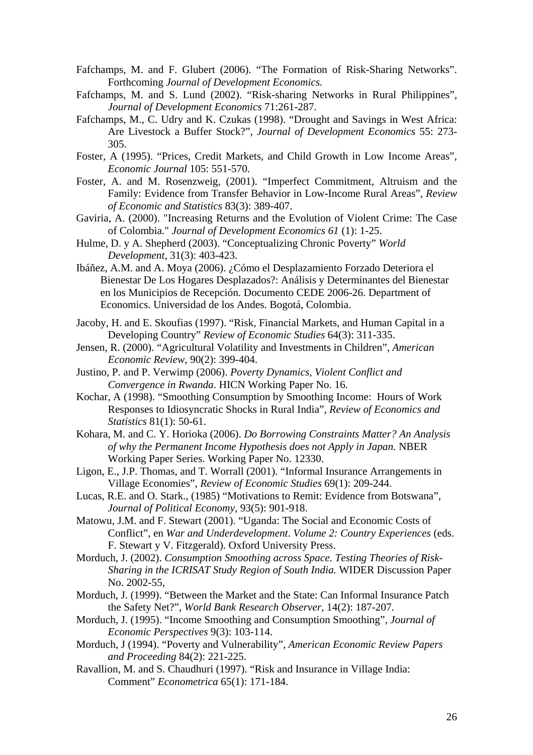Fafchamps, M. and F. Glubert (2006). "The Formation of Risk-Sharing Networks". Forthcoming *Journal of Development Economics.*

Fafchamps, M. and S. Lund (2002). "Risk-sharing Networks in Rural Philippines", *Journal of Development Economics* 71:261-287.

Fafchamps, M., C. Udry and K. Czukas (1998). "Drought and Savings in West Africa: Are Livestock a Buffer Stock?", *Journal of Development Economics* 55: 273-305.

Foster, A (1995). "Prices, Credit Markets, and Child Growth in Low Income Areas", *Economic Journal* 105: 551-570.

Foster, A. and M. Rosenzweig, (2001). "Imperfect Commitment, Altruism and the Family: Evidence from Transfer Behavior in Low-Income Rural Areas", *Review of Economic and Statistics* 83(3): 389-407.

Gaviria, A. (2000). "Increasing Returns and the Evolution of Violent Crime: The Case of Colombia." *Journal of Development Economics 61* (1): 1-25.

Hulme, D. y A. Shepherd (2003). "Conceptualizing Chronic Poverty" *World Development*, 31(3): 403-423.

Ibáñez, A.M. and A. Moya (2006). ¿Cómo el Desplazamiento Forzado Deteriora el Bienestar De Los Hogares Desplazados?: Análisis y Determinantes del Bienestar en los Municipios de Recepción. Documento CEDE 2006-26. Department of Economics. Universidad de los Andes. Bogotá, Colombia.

Jacoby, H. and E. Skoufias (1997). "Risk, Financial Markets, and Human Capital in a Developing Country" *Review of Economic Studies* 64(3): 311-335.

Jensen, R. (2000). "Agricultural Volatility and Investments in Children", *American Economic Review*, 90(2): 399-404.

Justino, P. and P. Verwimp (2006). *Poverty Dynamics, Violent Conflict and Convergence in Rwanda*. HICN Working Paper No. 16.

Kochar, A (1998). "Smoothing Consumption by Smoothing Income: Hours of Work Responses to Idiosyncratic Shocks in Rural India", *Review of Economics and Statistics* 81(1): 50-61.

Kohara, M. and C. Y. Horioka (2006). *Do Borrowing Constraints Matter? An Analysis of why the Permanent Income Hypothesis does not Apply in Japan.* NBER Working Paper Series. Working Paper No. 12330.

Ligon, E., J.P. Thomas, and T. Worrall (2001). "Informal Insurance Arrangements in Village Economies", *Review of Economic Studies* 69(1): 209-244.

Lucas, R.E. and O. Stark., (1985) "Motivations to Remit: Evidence from Botswana", *Journal of Political Economy*, 93(5): 901-918.

Matowu, J.M. and F. Stewart (2001). "Uganda: The Social and Economic Costs of Conflict", en *War and Underdevelopment. Volume 2: Country Experiences* (eds. F. Stewart y V. Fitzgerald). Oxford University Press.

Morduch, J. (2002). *Consumption Smoothing across Space. Testing Theories of Risk-Sharing in the ICRISAT Study Region of South India.* WIDER Discussion Paper No. 2002-55,

Morduch, J. (1999). "Between the Market and the State: Can Informal Insurance Patch the Safety Net?", *World Bank Research Observer,* 14(2): 187-207.

Morduch, J. (1995). "Income Smoothing and Consumption Smoothing", *Journal of Economic Perspectives* 9(3): 103-114.

Morduch, J (1994). "Poverty and Vulnerability", *American Economic Review Papers and Proceeding* 84(2): 221-225.

Ravallion, M. and S. Chaudhuri (1997). "Risk and Insurance in Village India: Comment" *Econometrica* 65(1): 171-184.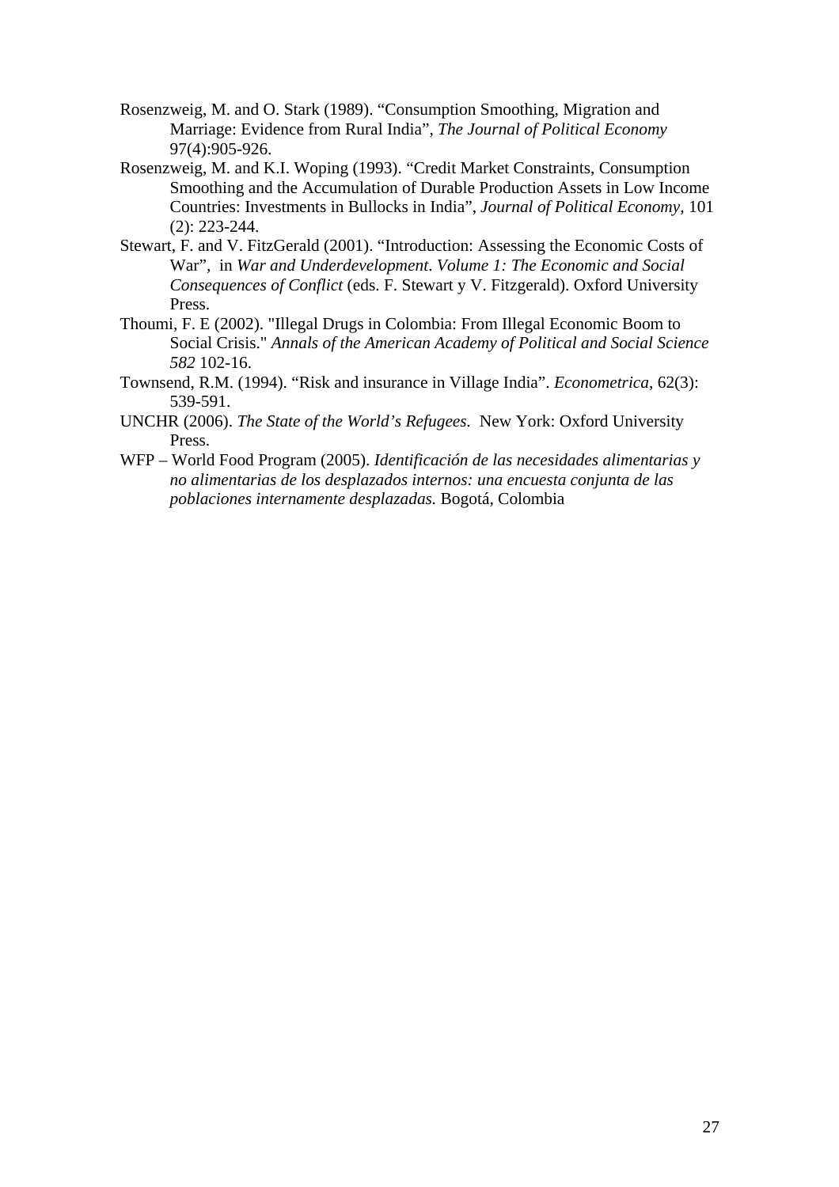Rosenzweig, M. and O. Stark (1989). "Consumption Smoothing, Migration and Marriage: Evidence from Rural India", *The Journal of Political Economy* 97(4):905-926.

Rosenzweig, M. and K.I. Woping (1993). "Credit Market Constraints, Consumption Smoothing and the Accumulation of Durable Production Assets in Low Income Countries: Investments in Bullocks in India", *Journal of Political Economy*, 101 (2): 223-244.

Stewart, F. and V. FitzGerald (2001). "Introduction: Assessing the Economic Costs of War", in *War and Underdevelopment*. *Volume 1: The Economic and Social Consequences of Conflict* (eds. F. Stewart y V. Fitzgerald). Oxford University Press.

Thoumi, F. E (2002). "Illegal Drugs in Colombia: From Illegal Economic Boom to Social Crisis." *Annals of the American Academy of Political and Social Science 582* 102-16.

Townsend, R.M. (1994). "Risk and insurance in Village India". *Econometrica*, 62(3): 539-591.

UNCHR (2006). *The State of the World's Refugees.* New York: Oxford University Press.

WFP – World Food Program (2005). *Identificación de las necesidades alimentarias y no alimentarias de los desplazados internos: una encuesta conjunta de las poblaciones internamente desplazadas*. Bogotá, Colombia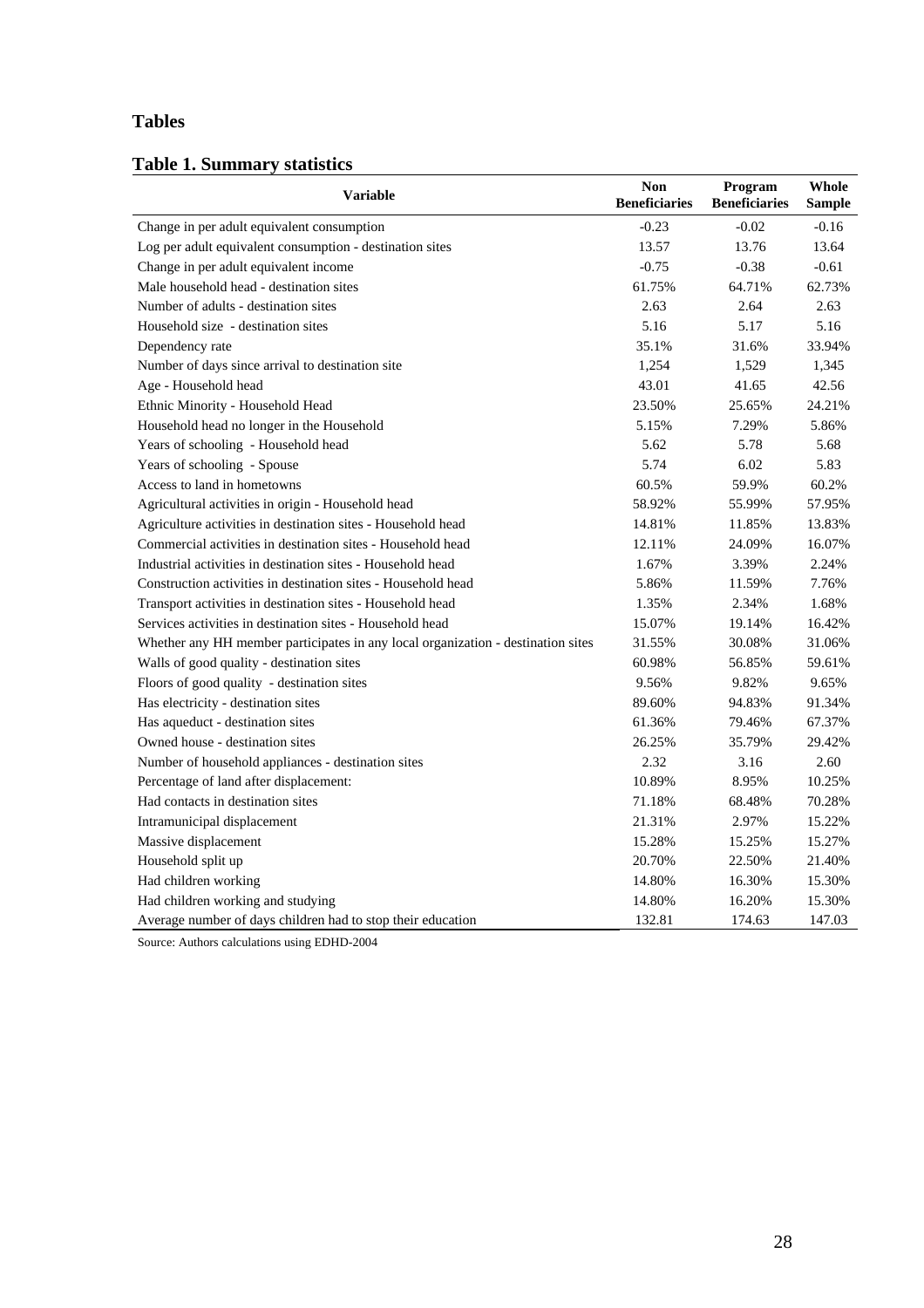## Tables

### Table 1. Summary statistics

| Variable | Non Beneficiaries | Program Beneficiaries | Whole Sample |
|---|---|---|---|
| Change in per adult equivalent consumption | -0.23 | -0.02 | -0.16 |
| Log per adult equivalent consumption - destination sites | 13.57 | 13.76 | 13.64 |
| Change in per adult equivalent income | -0.75 | -0.38 | -0.61 |
| Male household head - destination sites | 61.75% | 64.71% | 62.73% |
| Number of adults - destination sites | 2.63 | 2.64 | 2.63 |
| Household size - destination sites | 5.16 | 5.17 | 5.16 |
| Dependency rate | 35.1% | 31.6% | 33.94% |
| Number of days since arrival to destination site | 1,254 | 1,529 | 1,345 |
| Age - Household head | 43.01 | 41.65 | 42.56 |
| Ethnic Minority - Household Head | 23.50% | 25.65% | 24.21% |
| Household head no longer in the Household | 5.15% | 7.29% | 5.86% |
| Years of schooling - Household head | 5.62 | 5.78 | 5.68 |
| Years of schooling - Spouse | 5.74 | 6.02 | 5.83 |
| Access to land in hometowns | 60.5% | 59.9% | 60.2% |
| Agricultural activities in origin - Household head | 58.92% | 55.99% | 57.95% |
| Agriculture activities in destination sites - Household head | 14.81% | 11.85% | 13.83% |
| Commercial activities in destination sites - Household head | 12.11% | 24.09% | 16.07% |
| Industrial activities in destination sites - Household head | 1.67% | 3.39% | 2.24% |
| Construction activities in destination sites - Household head | 5.86% | 11.59% | 7.76% |
| Transport activities in destination sites - Household head | 1.35% | 2.34% | 1.68% |
| Services activities in destination sites - Household head | 15.07% | 19.14% | 16.42% |
| Whether any HH member participates in any local organization - destination sites | 31.55% | 30.08% | 31.06% |
| Walls of good quality - destination sites | 60.98% | 56.85% | 59.61% |
| Floors of good quality - destination sites | 9.56% | 9.82% | 9.65% |
| Has electricity - destination sites | 89.60% | 94.83% | 91.34% |
| Has aqueduct - destination sites | 61.36% | 79.46% | 67.37% |
| Owned house - destination sites | 26.25% | 35.79% | 29.42% |
| Number of household appliances - destination sites | 2.32 | 3.16 | 2.60 |
| Percentage of land after displacement: | 10.89% | 8.95% | 10.25% |
| Had contacts in destination sites | 71.18% | 68.48% | 70.28% |
| Intramunicipal displacement | 21.31% | 2.97% | 15.22% |
| Massive displacement | 15.28% | 15.25% | 15.27% |
| Household split up | 20.70% | 22.50% | 21.40% |
| Had children working | 14.80% | 16.30% | 15.30% |
| Had children working and studying | 14.80% | 16.20% | 15.30% |
| Average number of days children had to stop their education | 132.81 | 174.63 | 147.03 |

Source: Authors calculations using EDHD-2004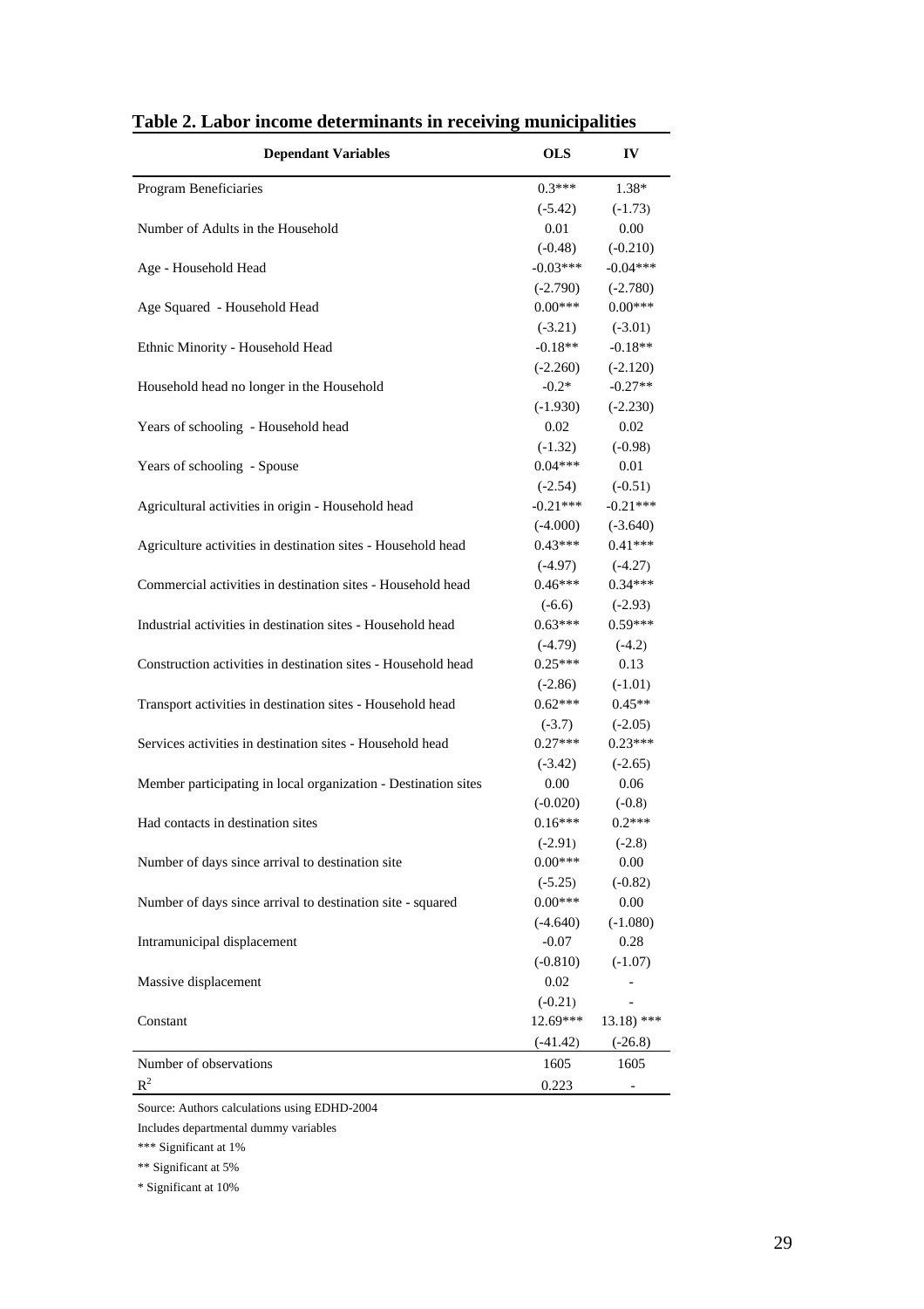## Table 2. Labor income determinants in receiving municipalities

| Dependant Variables | OLS | IV |
|---|---|---|
| Program Beneficiaries | 0.3*** | 1.38* |
| | (-5.42) | (-1.73) |
| Number of Adults in the Household | 0.01 | 0.00 |
| | (-0.48) | (-0.210) |
| Age - Household Head | -0.03*** | -0.04*** |
| | (-2.790) | (-2.780) |
| Age Squared - Household Head | 0.00*** | 0.00*** |
| | (-3.21) | (-3.01) |
| Ethnic Minority - Household Head | -0.18** | -0.18** |
| | (-2.260) | (-2.120) |
| Household head no longer in the Household | -0.2* | -0.27** |
| | (-1.930) | (-2.230) |
| Years of schooling - Household head | 0.02 | 0.02 |
| | (-1.32) | (-0.98) |
| Years of schooling - Spouse | 0.04*** | 0.01 |
| | (-2.54) | (-0.51) |
| Agricultural activities in origin - Household head | -0.21*** | -0.21*** |
| | (-4.000) | (-3.640) |
| Agriculture activities in destination sites - Household head | 0.43*** | 0.41*** |
| | (-4.97) | (-4.27) |
| Commercial activities in destination sites - Household head | 0.46*** | 0.34*** |
| | (-6.6) | (-2.93) |
| Industrial activities in destination sites - Household head | 0.63*** | 0.59*** |
| | (-4.79) | (-4.2) |
| Construction activities in destination sites - Household head | 0.25*** | 0.13 |
| | (-2.86) | (-1.01) |
| Transport activities in destination sites - Household head | 0.62*** | 0.45** |
| | (-3.7) | (-2.05) |
| Services activities in destination sites - Household head | 0.27*** | 0.23*** |
| | (-3.42) | (-2.65) |
| Member participating in local organization - Destination sites | 0.00 | 0.06 |
| | (-0.020) | (-0.8) |
| Had contacts in destination sites | 0.16*** | 0.2*** |
| | (-2.91) | (-2.8) |
| Number of days since arrival to destination site | 0.00*** | 0.00 |
| | (-5.25) | (-0.82) |
| Number of days since arrival to destination site - squared | 0.00*** | 0.00 |
| | (-4.640) | (-1.080) |
| Intramunicipal displacement | -0.07 | 0.28 |
| | (-0.810) | (-1.07) |
| Massive displacement | 0.02 | - |
| | (-0.21) | - |
| Constant | 12.69*** | 13.18) *** |
| | (-41.42) | (-26.8) |
| Number of observations | 1605 | 1605 |
| $R^2$ | 0.223 | - |

Source: Authors calculations using EDHD-2004

Includes departmental dummy variables

*** Significant at 1%

** Significant at 5%

* Significant at 10%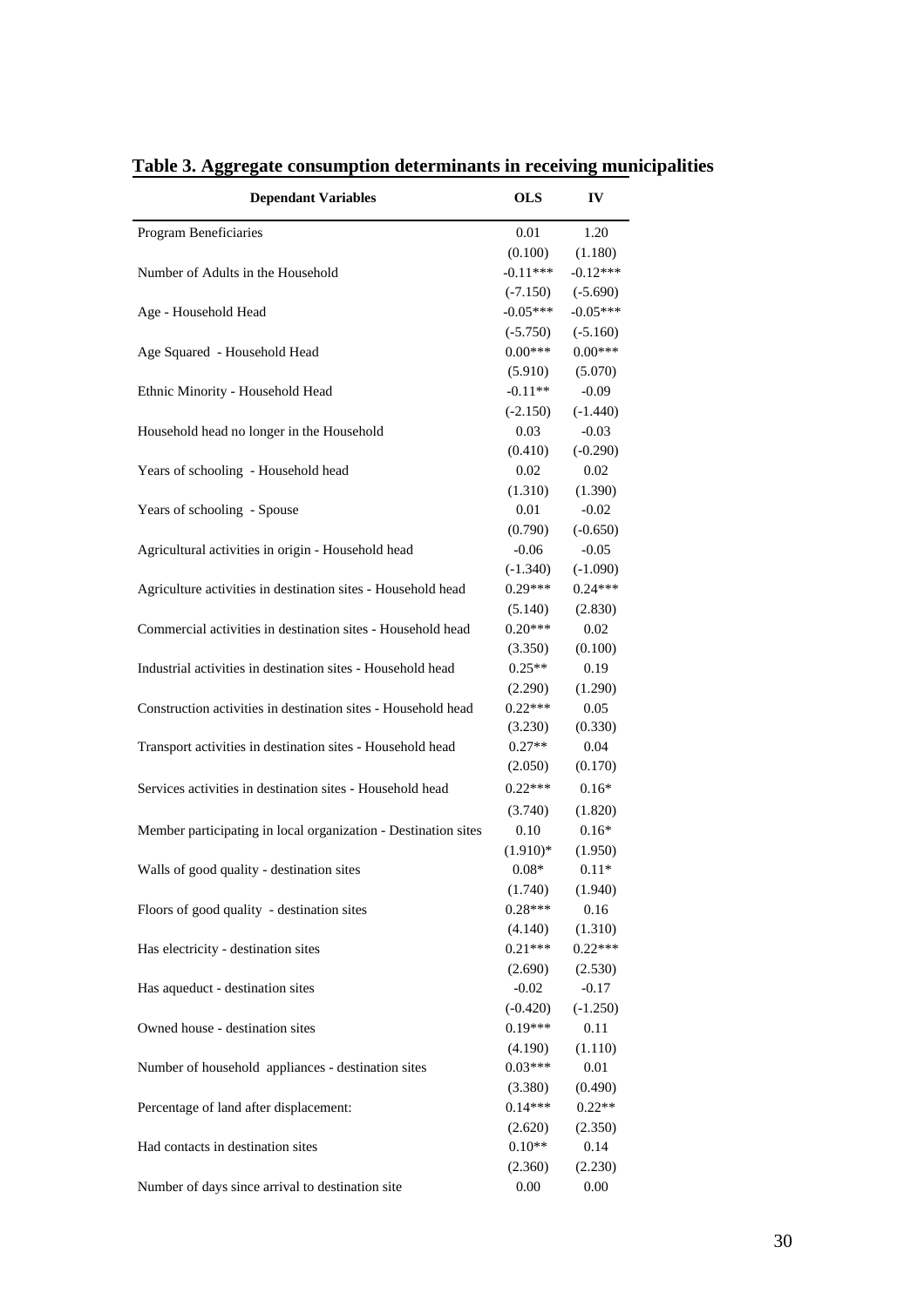## Table 3. Aggregate consumption determinants in receiving municipalities

| Dependant Variables | OLS | IV |
|---|---|---|
| Program Beneficiaries | 0.01 | 1.20 |
| | (0.100) | (1.180) |
| Number of Adults in the Household | -0.11*** | -0.12*** |
| | (-7.150) | (-5.690) |
| Age - Household Head | -0.05*** | -0.05*** |
| | (-5.750) | (-5.160) |
| Age Squared - Household Head | 0.00*** | 0.00*** |
| | (5.910) | (5.070) |
| Ethnic Minority - Household Head | -0.11** | -0.09 |
| | (-2.150) | (-1.440) |
| Household head no longer in the Household | 0.03 | -0.03 |
| | (0.410) | (-0.290) |
| Years of schooling - Household head | 0.02 | 0.02 |
| | (1.310) | (1.390) |
| Years of schooling - Spouse | 0.01 | -0.02 |
| | (0.790) | (-0.650) |
| Agricultural activities in origin - Household head | -0.06 | -0.05 |
| | (-1.340) | (-1.090) |
| Agriculture activities in destination sites - Household head | 0.29*** | 0.24*** |
| | (5.140) | (2.830) |
| Commercial activities in destination sites - Household head | 0.20*** | 0.02 |
| | (3.350) | (0.100) |
| Industrial activities in destination sites - Household head | 0.25** | 0.19 |
| | (2.290) | (1.290) |
| Construction activities in destination sites - Household head | 0.22*** | 0.05 |
| | (3.230) | (0.330) |
| Transport activities in destination sites - Household head | 0.27** | 0.04 |
| | (2.050) | (0.170) |
| Services activities in destination sites - Household head | 0.22*** | 0.16* |
| | (3.740) | (1.820) |
| Member participating in local organization - Destination sites | 0.10 | 0.16* |
| | (1.910)* | (1.950) |
| Walls of good quality - destination sites | 0.08* | 0.11* |
| | (1.740) | (1.940) |
| Floors of good quality - destination sites | 0.28*** | 0.16 |
| | (4.140) | (1.310) |
| Has electricity - destination sites | 0.21*** | 0.22*** |
| | (2.690) | (2.530) |
| Has aqueduct - destination sites | -0.02 | -0.17 |
| | (-0.420) | (-1.250) |
| Owned house - destination sites | 0.19*** | 0.11 |
| | (4.190) | (1.110) |
| Number of household appliances - destination sites | 0.03*** | 0.01 |
| | (3.380) | (0.490) |
| Percentage of land after displacement: | 0.14*** | 0.22** |
| | (2.620) | (2.350) |
| Had contacts in destination sites | 0.10** | 0.14 |
| | (2.360) | (2.230) |
| Number of days since arrival to destination site | 0.00 | 0.00 |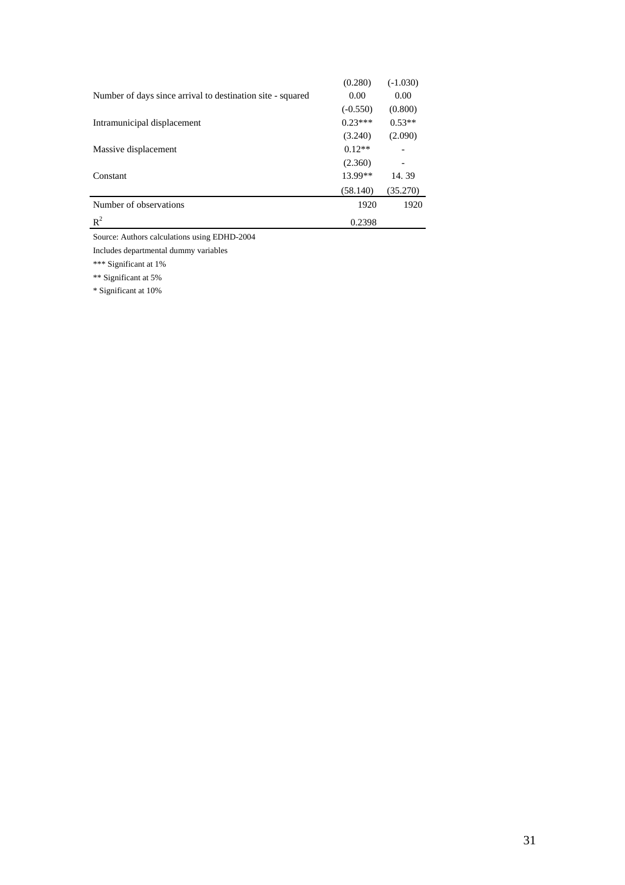| | | |
|---|---|---|
| | (0.280) | (-1.030) |
| Number of days since arrival to destination site - squared | 0.00 | 0.00 |
| | (-0.550) | (0.800) |
| Intramunicipal displacement | 0.23*** | 0.53** |
| | (3.240) | (2.090) |
| Massive displacement | 0.12** | - |
| | (2.360) | - |
| Constant | 13.99** | 14. 39 |
| | (58.140) | (35.270) |
| Number of observations | 1920 | 1920 |
| $R^2$ | 0.2398 | |

Source: Authors calculations using EDHD-2004

Includes departmental dummy variables

*** Significant at 1%

** Significant at 5%

* Significant at 10%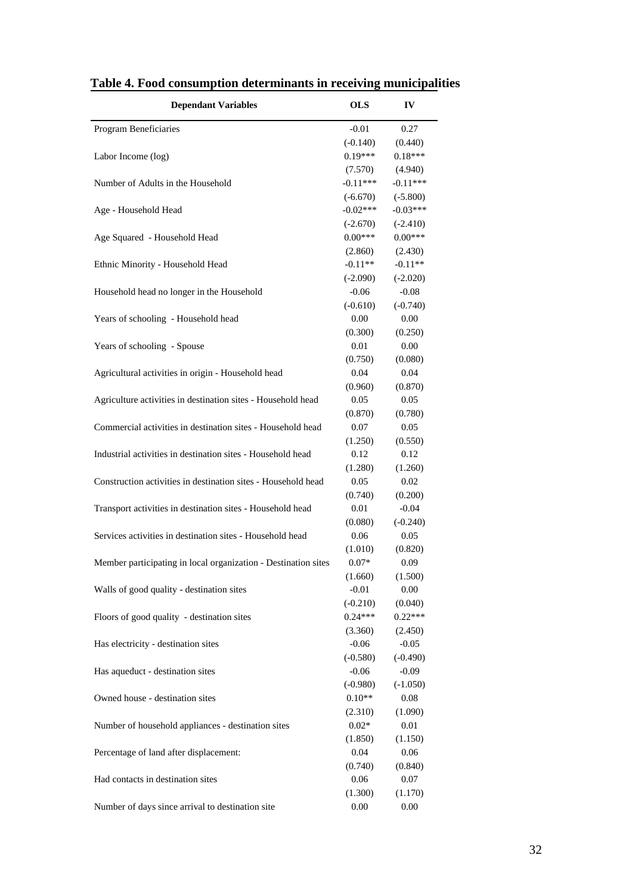## Table 4. Food consumption determinants in receiving municipalities

| Dependant Variables | OLS | IV |
|---|---|---|
| Program Beneficiaries | -0.01 | 0.27 |
| | (-0.140) | (0.440) |
| Labor Income (log) | 0.19*** | 0.18*** |
| | (7.570) | (4.940) |
| Number of Adults in the Household | -0.11*** | -0.11*** |
| | (-6.670) | (-5.800) |
| Age - Household Head | -0.02*** | -0.03*** |
| | (-2.670) | (-2.410) |
| Age Squared - Household Head | 0.00*** | 0.00*** |
| | (2.860) | (2.430) |
| Ethnic Minority - Household Head | -0.11** | -0.11** |
| | (-2.090) | (-2.020) |
| Household head no longer in the Household | -0.06 | -0.08 |
| | (-0.610) | (-0.740) |
| Years of schooling - Household head | 0.00 | 0.00 |
| | (0.300) | (0.250) |
| Years of schooling - Spouse | 0.01 | 0.00 |
| | (0.750) | (0.080) |
| Agricultural activities in origin - Household head | 0.04 | 0.04 |
| | (0.960) | (0.870) |
| Agriculture activities in destination sites - Household head | 0.05 | 0.05 |
| | (0.870) | (0.780) |
| Commercial activities in destination sites - Household head | 0.07 | 0.05 |
| | (1.250) | (0.550) |
| Industrial activities in destination sites - Household head | 0.12 | 0.12 |
| | (1.280) | (1.260) |
| Construction activities in destination sites - Household head | 0.05 | 0.02 |
| | (0.740) | (0.200) |
| Transport activities in destination sites - Household head | 0.01 | -0.04 |
| | (0.080) | (-0.240) |
| Services activities in destination sites - Household head | 0.06 | 0.05 |
| | (1.010) | (0.820) |
| Member participating in local organization - Destination sites | 0.07* | 0.09 |
| | (1.660) | (1.500) |
| Walls of good quality - destination sites | -0.01 | 0.00 |
| | (-0.210) | (0.040) |
| Floors of good quality - destination sites | 0.24*** | 0.22*** |
| | (3.360) | (2.450) |
| Has electricity - destination sites | -0.06 | -0.05 |
| | (-0.580) | (-0.490) |
| Has aqueduct - destination sites | -0.06 | -0.09 |
| | (-0.980) | (-1.050) |
| Owned house - destination sites | 0.10** | 0.08 |
| | (2.310) | (1.090) |
| Number of household appliances - destination sites | 0.02* | 0.01 |
| | (1.850) | (1.150) |
| Percentage of land after displacement: | 0.04 | 0.06 |
| | (0.740) | (0.840) |
| Had contacts in destination sites | 0.06 | 0.07 |
| | (1.300) | (1.170) |
| Number of days since arrival to destination site | 0.00 | 0.00 |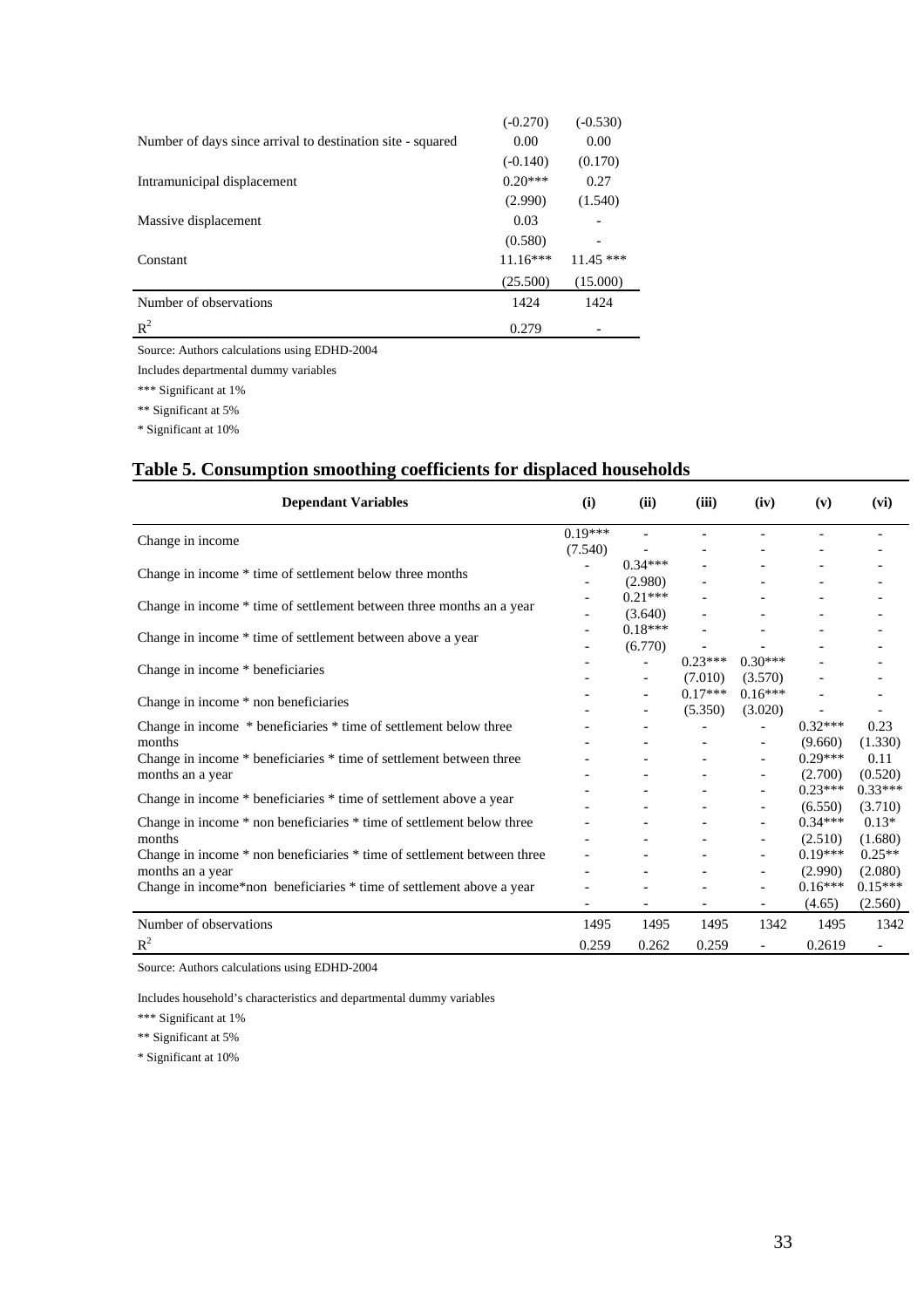| | | |
|---|---|---|
| | (-0.270) | (-0.530) |
| Number of days since arrival to destination site - squared | 0.00 | 0.00 |
| | (-0.140) | (0.170) |
| Intramunicipal displacement | 0.20*** | 0.27 |
| | (2.990) | (1.540) |
| Massive displacement | 0.03 | - |
| | (0.580) | - |
| Constant | 11.16*** | 11.45 *** |
| | (25.500) | (15.000) |
| Number of observations | 1424 | 1424 |
| $R^2$ | 0.279 | - |

Source: Authors calculations using EDHD-2004

Includes departmental dummy variables

*** Significant at 1%

** Significant at 5%

* Significant at 10%

## Table 5. Consumption smoothing coefficients for displaced households

| Dependant Variables | (i) | (ii) | (iii) | (iv) | (v) | (vi) |
|---|---|---|---|---|---|---|
| Change in income | 0.19*** | - | - | - | - | - |
| | (7.540) | - | - | - | - | - |
| Change in income * time of settlement below three months | - | 0.34*** | - | - | - | - |
| | - | (2.980) | - | - | - | - |
| Change in income * time of settlement between three months an a year | - | 0.21*** | - | - | - | - |
| | - | (3.640) | - | - | - | - |
| Change in income * time of settlement between above a year | - | 0.18*** | - | - | - | - |
| | - | (6.770) | - | - | - | - |
| Change in income * beneficiaries | - | - | 0.23*** | 0.30*** | - | - |
| | - | - | (7.010) | (3.570) | - | - |
| Change in income * non beneficiaries | - | - | 0.17*** | 0.16*** | - | - |
| | - | - | (5.350) | (3.020) | - | - |
| Change in income * beneficiaries * time of settlement below three months | - | - | - | - | 0.32*** | 0.23 |
| | - | - | - | - | (9.660) | (1.330) |
| Change in income * beneficiaries * time of settlement between three months an a year | - | - | - | - | 0.29*** | 0.11 |
| | - | - | - | - | (2.700) | (0.520) |
| Change in income * beneficiaries * time of settlement above a year | - | - | - | - | 0.23*** | 0.33*** |
| | - | - | - | - | (6.550) | (3.710) |
| Change in income * non beneficiaries * time of settlement below three months | - | - | - | - | 0.34*** | 0.13* |
| | - | - | - | - | (2.510) | (1.680) |
| Change in income * non beneficiaries * time of settlement between three months an a year | - | - | - | - | 0.19*** | 0.25** |
| | - | - | - | - | (2.990) | (2.080) |
| Change in income*non beneficiaries * time of settlement above a year | - | - | - | - | 0.16*** | 0.15*** |
| | - | - | - | - | (4.65) | (2.560) |
| Number of observations | 1495 | 1495 | 1495 | 1342 | 1495 | 1342 |
| $R^2$ | 0.259 | 0.262 | 0.259 | - | 0.2619 | - |

Source: Authors calculations using EDHD-2004

Includes household's characteristics and departmental dummy variables

*** Significant at 1%

** Significant at 5%

* Significant at 10%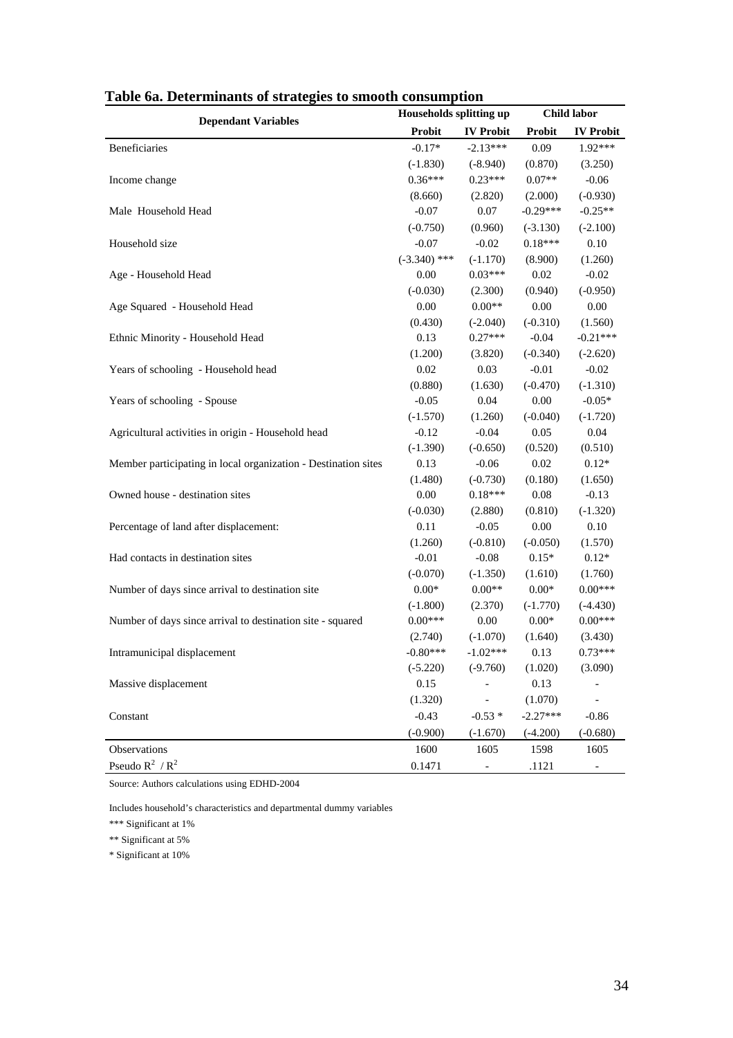**Table 6a. Determinants of strategies to smooth consumption**

| Dependant Variables | Households splitting up | | Child labor | |
|---|---|---|---|---|
| | Probit | IV Probit | Probit | IV Probit |
| Beneficiaries | -0.17* | -2.13*** | 0.09 | 1.92*** |
| | (-1.830) | (-8.940) | (0.870) | (3.250) |
| Income change | 0.36*** | 0.23*** | 0.07** | -0.06 |
| | (8.660) | (2.820) | (2.000) | (-0.930) |
| Male Household Head | -0.07 | 0.07 | -0.29*** | -0.25** |
| | (-0.750) | (0.960) | (-3.130) | (-2.100) |
| Household size | -0.07 | -0.02 | 0.18*** | 0.10 |
| | (-3.340) *** | (-1.170) | (8.900) | (1.260) |
| Age - Household Head | 0.00 | 0.03*** | 0.02 | -0.02 |
| | (-0.030) | (2.300) | (0.940) | (-0.950) |
| Age Squared - Household Head | 0.00 | 0.00** | 0.00 | 0.00 |
| | (0.430) | (-2.040) | (-0.310) | (1.560) |
| Ethnic Minority - Household Head | 0.13 | 0.27*** | -0.04 | -0.21*** |
| | (1.200) | (3.820) | (-0.340) | (-2.620) |
| Years of schooling - Household head | 0.02 | 0.03 | -0.01 | -0.02 |
| | (0.880) | (1.630) | (-0.470) | (-1.310) |
| Years of schooling - Spouse | -0.05 | 0.04 | 0.00 | -0.05* |
| | (-1.570) | (1.260) | (-0.040) | (-1.720) |
| Agricultural activities in origin - Household head | -0.12 | -0.04 | 0.05 | 0.04 |
| | (-1.390) | (-0.650) | (0.520) | (0.510) |
| Member participating in local organization - Destination sites | 0.13 | -0.06 | 0.02 | 0.12* |
| | (1.480) | (-0.730) | (0.180) | (1.650) |
| Owned house - destination sites | 0.00 | 0.18*** | 0.08 | -0.13 |
| | (-0.030) | (2.880) | (0.810) | (-1.320) |
| Percentage of land after displacement: | 0.11 | -0.05 | 0.00 | 0.10 |
| | (1.260) | (-0.810) | (-0.050) | (1.570) |
| Had contacts in destination sites | -0.01 | -0.08 | 0.15* | 0.12* |
| | (-0.070) | (-1.350) | (1.610) | (1.760) |
| Number of days since arrival to destination site | 0.00* | 0.00** | 0.00* | 0.00*** |
| | (-1.800) | (2.370) | (-1.770) | (-4.430) |
| Number of days since arrival to destination site - squared | 0.00*** | 0.00 | 0.00* | 0.00*** |
| | (2.740) | (-1.070) | (1.640) | (3.430) |
| Intramunicipal displacement | -0.80*** | -1.02*** | 0.13 | 0.73*** |
| | (-5.220) | (-9.760) | (1.020) | (3.090) |
| Massive displacement | 0.15 | - | 0.13 | - |
| | (1.320) | - | (1.070) | - |
| Constant | -0.43 | -0.53 * | -2.27*** | -0.86 |
| | (-0.900) | (-1.670) | (-4.200) | (-0.680) |
| Observations | 1600 | 1605 | 1598 | 1605 |
| Pseudo $R^2$ / $R^2$ | 0.1471 | - | .1121 | - |

Source: Authors calculations using EDHD-2004

Includes household's characteristics and departmental dummy variables

*** Significant at 1%

** Significant at 5%

* Significant at 10%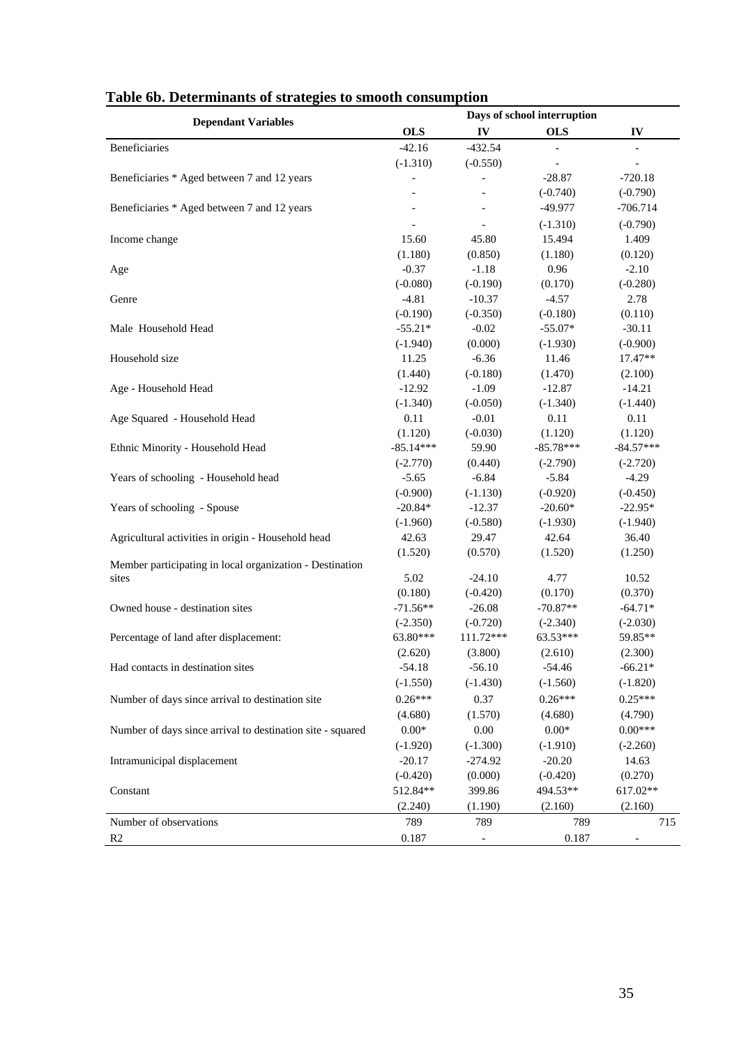## Table 6b. Determinants of strategies to smooth consumption

| Dependant Variables | Days of school interruption | | | |
|---|---|---|---|---|
| | OLS | IV | OLS | IV |
| Beneficiaries | -42.16 | -432.54 | - | - |
| | (-1.310) | (-0.550) | - | - |
| Beneficiaries * Aged between 7 and 12 years | - | - | -28.87 | -720.18 |
| | - | - | (-0.740) | (-0.790) |
| Beneficiaries * Aged between 7 and 12 years | - | - | -49.977 | -706.714 |
| | - | - | (-1.310) | (-0.790) |
| Income change | 15.60 | 45.80 | 15.494 | 1.409 |
| | (1.180) | (0.850) | (1.180) | (0.120) |
| Age | -0.37 | -1.18 | 0.96 | -2.10 |
| | (-0.080) | (-0.190) | (0.170) | (-0.280) |
| Genre | -4.81 | -10.37 | -4.57 | 2.78 |
| | (-0.190) | (-0.350) | (-0.180) | (0.110) |
| Male Household Head | -55.21* | -0.02 | -55.07* | -30.11 |
| | (-1.940) | (0.000) | (-1.930) | (-0.900) |
| Household size | 11.25 | -6.36 | 11.46 | 17.47** |
| | (1.440) | (-0.180) | (1.470) | (2.100) |
| Age - Household Head | -12.92 | -1.09 | -12.87 | -14.21 |
| | (-1.340) | (-0.050) | (-1.340) | (-1.440) |
| Age Squared - Household Head | 0.11 | -0.01 | 0.11 | 0.11 |
| | (1.120) | (-0.030) | (1.120) | (1.120) |
| Ethnic Minority - Household Head | -85.14*** | 59.90 | -85.78*** | -84.57*** |
| | (-2.770) | (0.440) | (-2.790) | (-2.720) |
| Years of schooling - Household head | -5.65 | -6.84 | -5.84 | -4.29 |
| | (-0.900) | (-1.130) | (-0.920) | (-0.450) |
| Years of schooling - Spouse | -20.84* | -12.37 | -20.60* | -22.95* |
| | (-1.960) | (-0.580) | (-1.930) | (-1.940) |
| Agricultural activities in origin - Household head | 42.63 | 29.47 | 42.64 | 36.40 |
| | (1.520) | (0.570) | (1.520) | (1.250) |
| Member participating in local organization - Destination sites | 5.02 | -24.10 | 4.77 | 10.52 |
| | (0.180) | (-0.420) | (0.170) | (0.370) |
| Owned house - destination sites | -71.56** | -26.08 | -70.87** | -64.71* |
| | (-2.350) | (-0.720) | (-2.340) | (-2.030) |
| Percentage of land after displacement: | 63.80*** | 111.72*** | 63.53*** | 59.85** |
| | (2.620) | (3.800) | (2.610) | (2.300) |
| Had contacts in destination sites | -54.18 | -56.10 | -54.46 | -66.21* |
| | (-1.550) | (-1.430) | (-1.560) | (-1.820) |
| Number of days since arrival to destination site | 0.26*** | 0.37 | 0.26*** | 0.25*** |
| | (4.680) | (1.570) | (4.680) | (4.790) |
| Number of days since arrival to destination site - squared | 0.00* | 0.00 | 0.00* | 0.00*** |
| | (-1.920) | (-1.300) | (-1.910) | (-2.260) |
| Intramunicipal displacement | -20.17 | -274.92 | -20.20 | 14.63 |
| | (-0.420) | (0.000) | (-0.420) | (0.270) |
| Constant | 512.84** | 399.86 | 494.53** | 617.02** |
| | (2.240) | (1.190) | (2.160) | (2.160) |
| Number of observations | 789 | 789 | 789 | 715 |
| R2 | 0.187 | - | 0.187 | - |